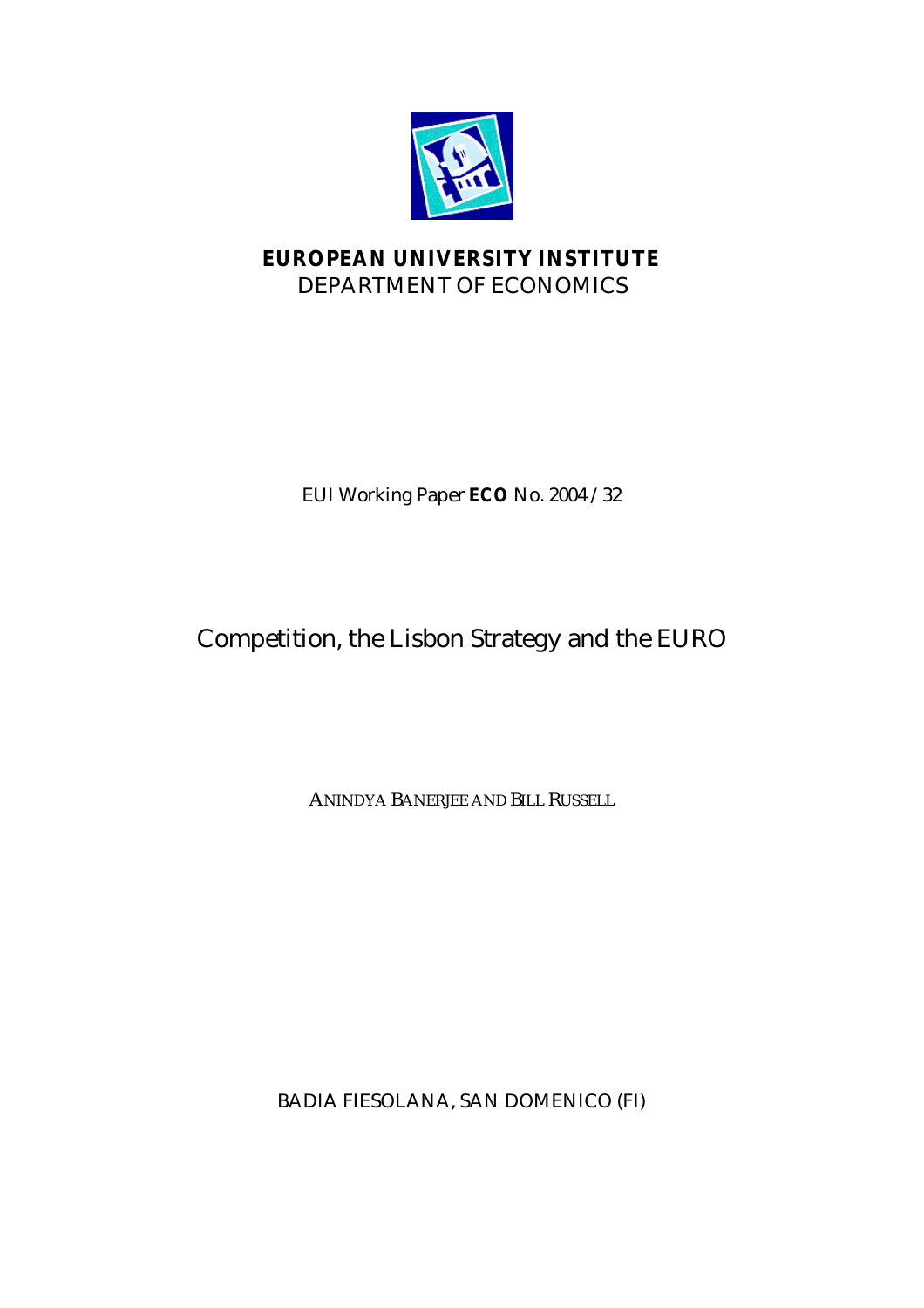**EUROPEAN UNIVERSITY INSTITUTE**
DEPARTMENT OF ECONOMICS

EUI Working Paper **ECO** No. 2004 /32

# Competition, the Lisbon Strategy and the EURO

ANINDYA BANERJEE AND BILL RUSSELL

BADIA FIESOLANA, SAN DOMENICO (FI)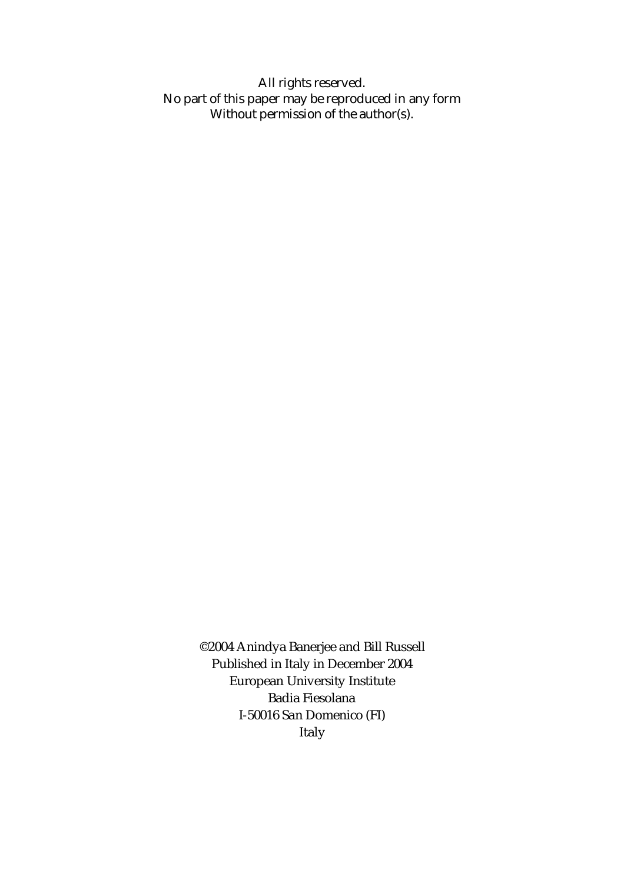All rights reserved.
No part of this paper may be reproduced in any form
Without permission of the author(s).

©2004 Anindya Banerjee and Bill Russell
Published in Italy in December 2004
European University Institute
Badia Fiesolana
I-50016 San Domenico (FI)
Italy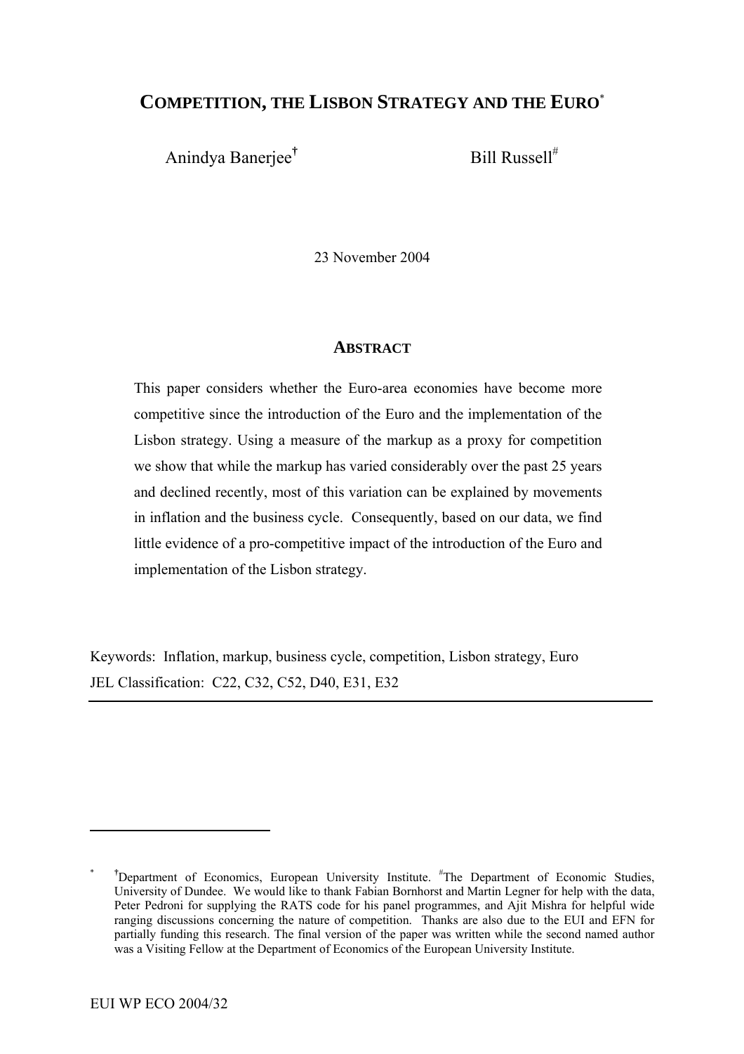# COMPETITION, THE LISBON STRATEGY AND THE EURO[*]

Anindya Banerjee[†] Bill Russell[#]

23 November 2004

## ABSTRACT

This paper considers whether the Euro-area economies have become more competitive since the introduction of the Euro and the implementation of the Lisbon strategy. Using a measure of the markup as a proxy for competition we show that while the markup has varied considerably over the past 25 years and declined recently, most of this variation can be explained by movements in inflation and the business cycle. Consequently, based on our data, we find little evidence of a pro-competitive impact of the introduction of the Euro and implementation of the Lisbon strategy.

Keywords: Inflation, markup, business cycle, competition, Lisbon strategy, Euro
JEL Classification: C22, C32, C52, D40, E31, E32

---

[*] [†]Department of Economics, European University Institute. [#]The Department of Economic Studies, University of Dundee. We would like to thank Fabian Bornhorst and Martin Legner for help with the data, Peter Pedroni for supplying the RATS code for his panel programmes, and Ajit Mishra for helpful wide ranging discussions concerning the nature of competition. Thanks are also due to the EUI and EFN for partially funding this research. The final version of the paper was written while the second named author was a Visiting Fellow at the Department of Economics of the European University Institute.

EUI WP ECO 2004/32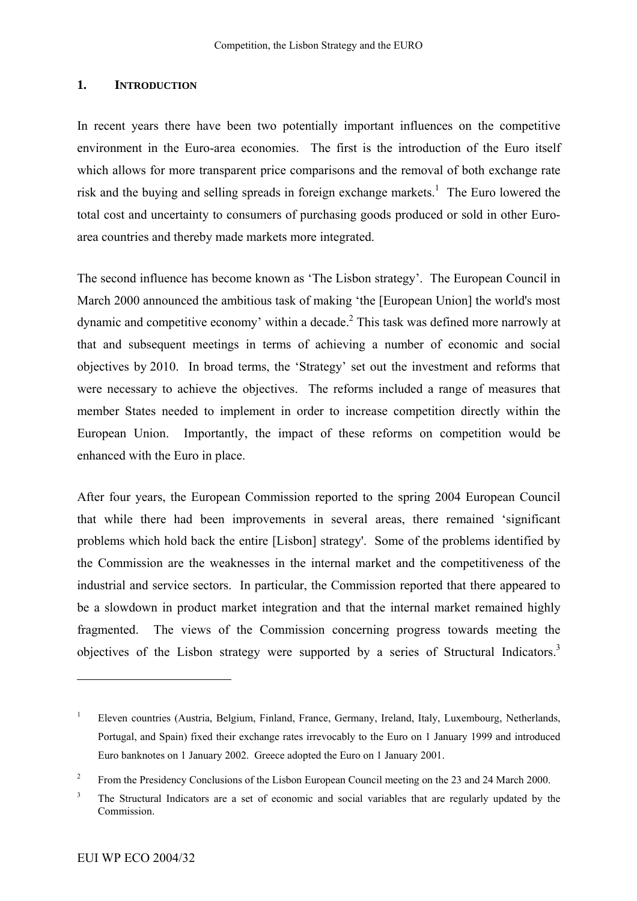## 1. INTRODUCTION

In recent years there have been two potentially important influences on the competitive environment in the Euro-area economies. The first is the introduction of the Euro itself which allows for more transparent price comparisons and the removal of both exchange rate risk and the buying and selling spreads in foreign exchange markets.[1] The Euro lowered the total cost and uncertainty to consumers of purchasing goods produced or sold in other Euro-area countries and thereby made markets more integrated.

The second influence has become known as 'The Lisbon strategy'. The European Council in March 2000 announced the ambitious task of making 'the [European Union] the world's most dynamic and competitive economy' within a decade.[2] This task was defined more narrowly at that and subsequent meetings in terms of achieving a number of economic and social objectives by 2010. In broad terms, the 'Strategy' set out the investment and reforms that were necessary to achieve the objectives. The reforms included a range of measures that member States needed to implement in order to increase competition directly within the European Union. Importantly, the impact of these reforms on competition would be enhanced with the Euro in place.

After four years, the European Commission reported to the spring 2004 European Council that while there had been improvements in several areas, there remained 'significant problems which hold back the entire [Lisbon] strategy'. Some of the problems identified by the Commission are the weaknesses in the internal market and the competitiveness of the industrial and service sectors. In particular, the Commission reported that there appeared to be a slowdown in product market integration and that the internal market remained highly fragmented. The views of the Commission concerning progress towards meeting the objectives of the Lisbon strategy were supported by a series of Structural Indicators.[3]

---

[1] Eleven countries (Austria, Belgium, Finland, France, Germany, Ireland, Italy, Luxembourg, Netherlands, Portugal, and Spain) fixed their exchange rates irrevocably to the Euro on 1 January 1999 and introduced Euro banknotes on 1 January 2002. Greece adopted the Euro on 1 January 2001.

[2] From the Presidency Conclusions of the Lisbon European Council meeting on the 23 and 24 March 2000.

[3] The Structural Indicators are a set of economic and social variables that are regularly updated by the Commission.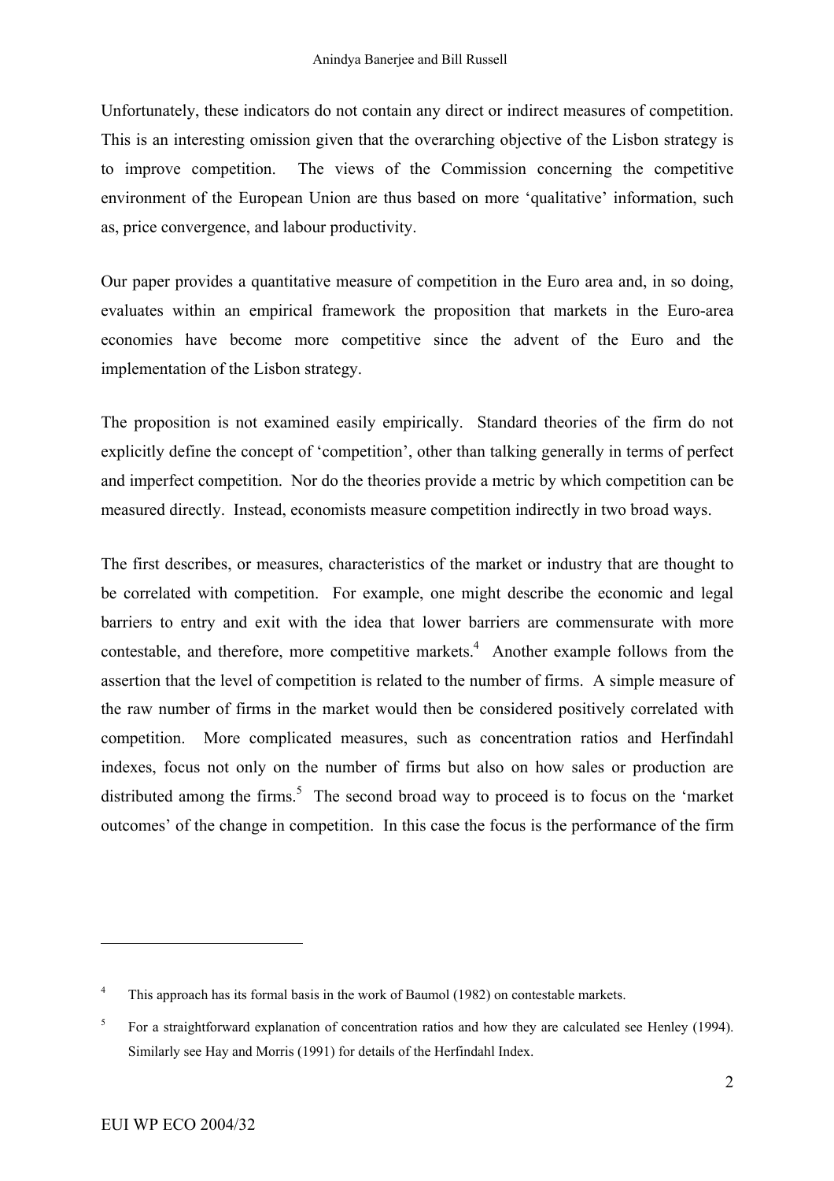Unfortunately, these indicators do not contain any direct or indirect measures of competition. This is an interesting omission given that the overarching objective of the Lisbon strategy is to improve competition. The views of the Commission concerning the competitive environment of the European Union are thus based on more 'qualitative' information, such as, price convergence, and labour productivity.

Our paper provides a quantitative measure of competition in the Euro area and, in so doing, evaluates within an empirical framework the proposition that markets in the Euro-area economies have become more competitive since the advent of the Euro and the implementation of the Lisbon strategy.

The proposition is not examined easily empirically. Standard theories of the firm do not explicitly define the concept of 'competition', other than talking generally in terms of perfect and imperfect competition. Nor do the theories provide a metric by which competition can be measured directly. Instead, economists measure competition indirectly in two broad ways.

The first describes, or measures, characteristics of the market or industry that are thought to be correlated with competition. For example, one might describe the economic and legal barriers to entry and exit with the idea that lower barriers are commensurate with more contestable, and therefore, more competitive markets.[4] Another example follows from the assertion that the level of competition is related to the number of firms. A simple measure of the raw number of firms in the market would then be considered positively correlated with competition. More complicated measures, such as concentration ratios and Herfindahl indexes, focus not only on the number of firms but also on how sales or production are distributed among the firms.[5] The second broad way to proceed is to focus on the 'market outcomes' of the change in competition. In this case the focus is the performance of the firm

---

[4] This approach has its formal basis in the work of Baumol (1982) on contestable markets.

[5] For a straightforward explanation of concentration ratios and how they are calculated see Henley (1994). Similarly see Hay and Morris (1991) for details of the Herfindahl Index.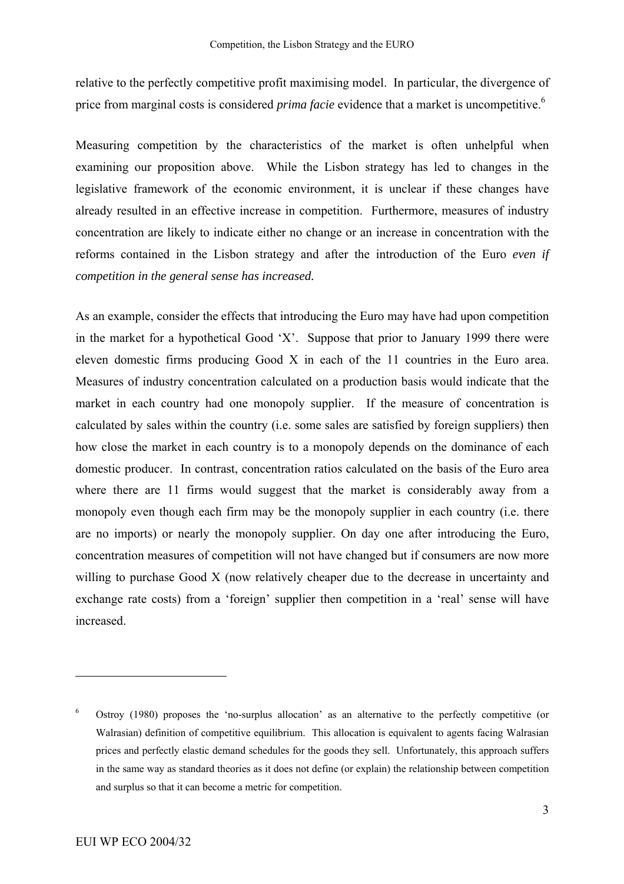relative to the perfectly competitive profit maximising model. In particular, the divergence of price from marginal costs is considered *prima facie* evidence that a market is uncompetitive.[6]

Measuring competition by the characteristics of the market is often unhelpful when examining our proposition above. While the Lisbon strategy has led to changes in the legislative framework of the economic environment, it is unclear if these changes have already resulted in an effective increase in competition. Furthermore, measures of industry concentration are likely to indicate either no change or an increase in concentration with the reforms contained in the Lisbon strategy and after the introduction of the Euro *even if competition in the general sense has increased.*

As an example, consider the effects that introducing the Euro may have had upon competition in the market for a hypothetical Good 'X'. Suppose that prior to January 1999 there were eleven domestic firms producing Good X in each of the 11 countries in the Euro area. Measures of industry concentration calculated on a production basis would indicate that the market in each country had one monopoly supplier. If the measure of concentration is calculated by sales within the country (i.e. some sales are satisfied by foreign suppliers) then how close the market in each country is to a monopoly depends on the dominance of each domestic producer. In contrast, concentration ratios calculated on the basis of the Euro area where there are 11 firms would suggest that the market is considerably away from a monopoly even though each firm may be the monopoly supplier in each country (i.e. there are no imports) or nearly the monopoly supplier. On day one after introducing the Euro, concentration measures of competition will not have changed but if consumers are now more willing to purchase Good X (now relatively cheaper due to the decrease in uncertainty and exchange rate costs) from a 'foreign' supplier then competition in a 'real' sense will have increased.

---

[6] Ostroy (1980) proposes the 'no-surplus allocation' as an alternative to the perfectly competitive (or Walrasian) definition of competitive equilibrium. This allocation is equivalent to agents facing Walrasian prices and perfectly elastic demand schedules for the goods they sell. Unfortunately, this approach suffers in the same way as standard theories as it does not define (or explain) the relationship between competition and surplus so that it can become a metric for competition.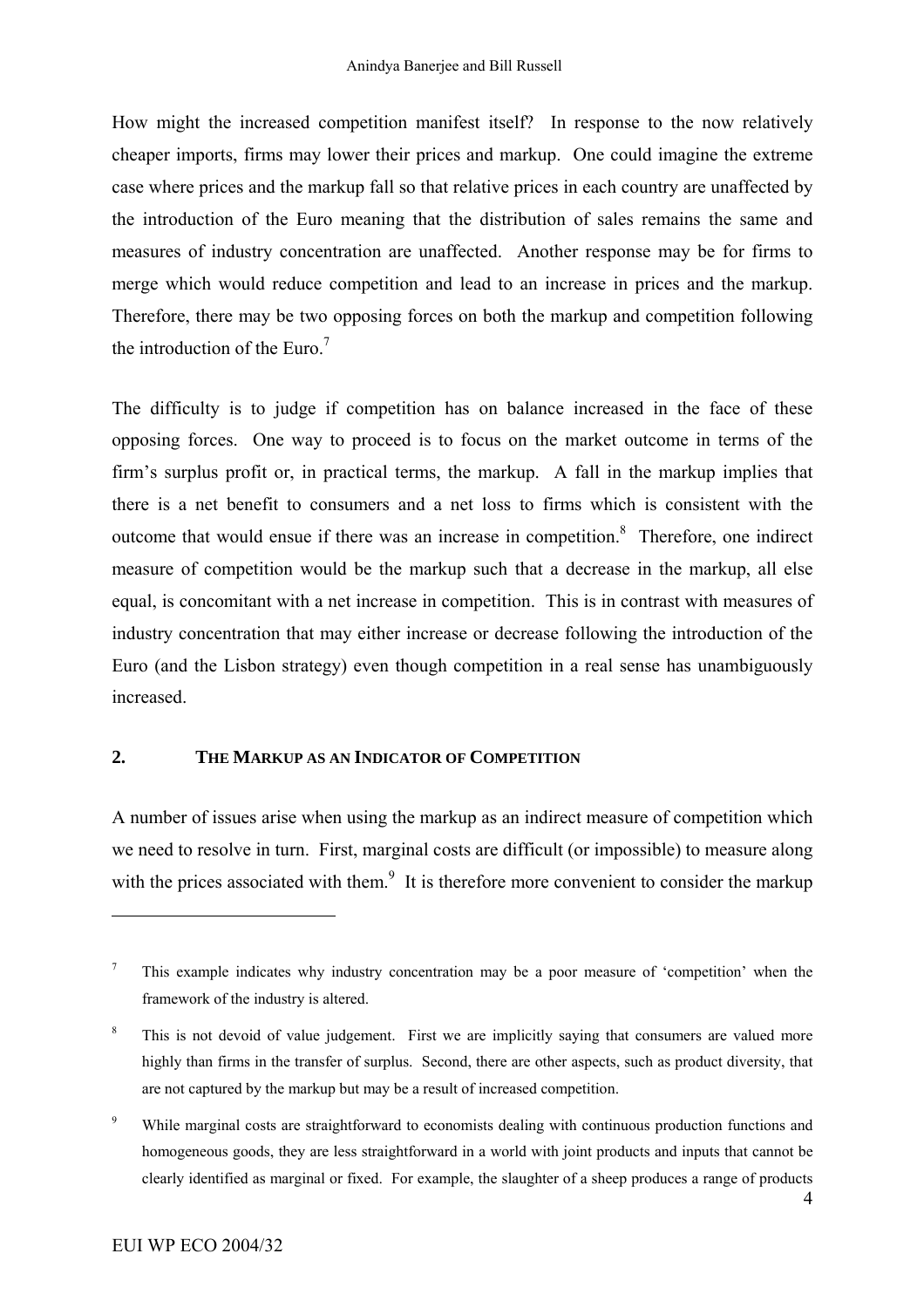How might the increased competition manifest itself? In response to the now relatively cheaper imports, firms may lower their prices and markup. One could imagine the extreme case where prices and the markup fall so that relative prices in each country are unaffected by the introduction of the Euro meaning that the distribution of sales remains the same and measures of industry concentration are unaffected. Another response may be for firms to merge which would reduce competition and lead to an increase in prices and the markup. Therefore, there may be two opposing forces on both the markup and competition following the introduction of the Euro.[7]

The difficulty is to judge if competition has on balance increased in the face of these opposing forces. One way to proceed is to focus on the market outcome in terms of the firm's surplus profit or, in practical terms, the markup. A fall in the markup implies that there is a net benefit to consumers and a net loss to firms which is consistent with the outcome that would ensue if there was an increase in competition.[8] Therefore, one indirect measure of competition would be the markup such that a decrease in the markup, all else equal, is concomitant with a net increase in competition. This is in contrast with measures of industry concentration that may either increase or decrease following the introduction of the Euro (and the Lisbon strategy) even though competition in a real sense has unambiguously increased.

## 2. THE MARKUP AS AN INDICATOR OF COMPETITION

A number of issues arise when using the markup as an indirect measure of competition which we need to resolve in turn. First, marginal costs are difficult (or impossible) to measure along with the prices associated with them.[9] It is therefore more convenient to consider the markup

---

[7] This example indicates why industry concentration may be a poor measure of 'competition' when the framework of the industry is altered.

[8] This is not devoid of value judgement. First we are implicitly saying that consumers are valued more highly than firms in the transfer of surplus. Second, there are other aspects, such as product diversity, that are not captured by the markup but may be a result of increased competition.

[9] While marginal costs are straightforward to economists dealing with continuous production functions and homogeneous goods, they are less straightforward in a world with joint products and inputs that cannot be clearly identified as marginal or fixed. For example, the slaughter of a sheep produces a range of products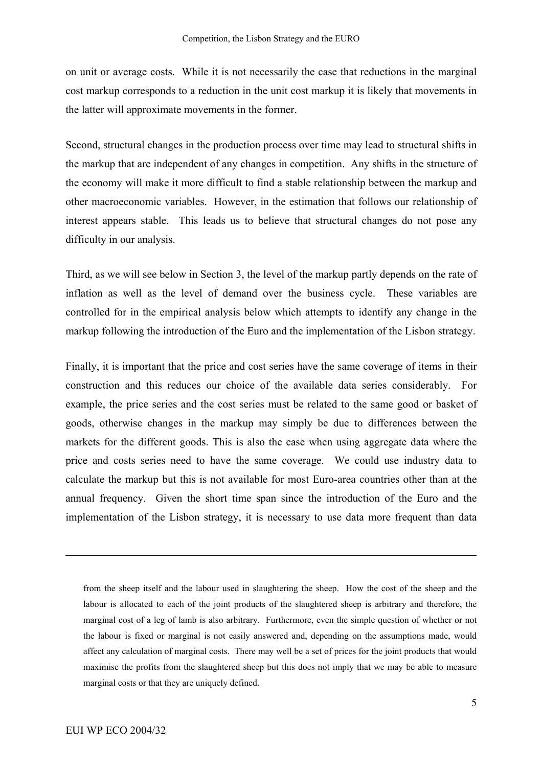on unit or average costs. While it is not necessarily the case that reductions in the marginal cost markup corresponds to a reduction in the unit cost markup it is likely that movements in the latter will approximate movements in the former.

Second, structural changes in the production process over time may lead to structural shifts in the markup that are independent of any changes in competition. Any shifts in the structure of the economy will make it more difficult to find a stable relationship between the markup and other macroeconomic variables. However, in the estimation that follows our relationship of interest appears stable. This leads us to believe that structural changes do not pose any difficulty in our analysis.

Third, as we will see below in Section 3, the level of the markup partly depends on the rate of inflation as well as the level of demand over the business cycle. These variables are controlled for in the empirical analysis below which attempts to identify any change in the markup following the introduction of the Euro and the implementation of the Lisbon strategy.

Finally, it is important that the price and cost series have the same coverage of items in their construction and this reduces our choice of the available data series considerably. For example, the price series and the cost series must be related to the same good or basket of goods, otherwise changes in the markup may simply be due to differences between the markets for the different goods. This is also the case when using aggregate data where the price and costs series need to have the same coverage. We could use industry data to calculate the markup but this is not available for most Euro-area countries other than at the annual frequency. Given the short time span since the introduction of the Euro and the implementation of the Lisbon strategy, it is necessary to use data more frequent than data

---

from the sheep itself and the labour used in slaughtering the sheep. How the cost of the sheep and the labour is allocated to each of the joint products of the slaughtered sheep is arbitrary and therefore, the marginal cost of a leg of lamb is also arbitrary. Furthermore, even the simple question of whether or not the labour is fixed or marginal is not easily answered and, depending on the assumptions made, would affect any calculation of marginal costs. There may well be a set of prices for the joint products that would maximise the profits from the slaughtered sheep but this does not imply that we may be able to measure marginal costs or that they are uniquely defined.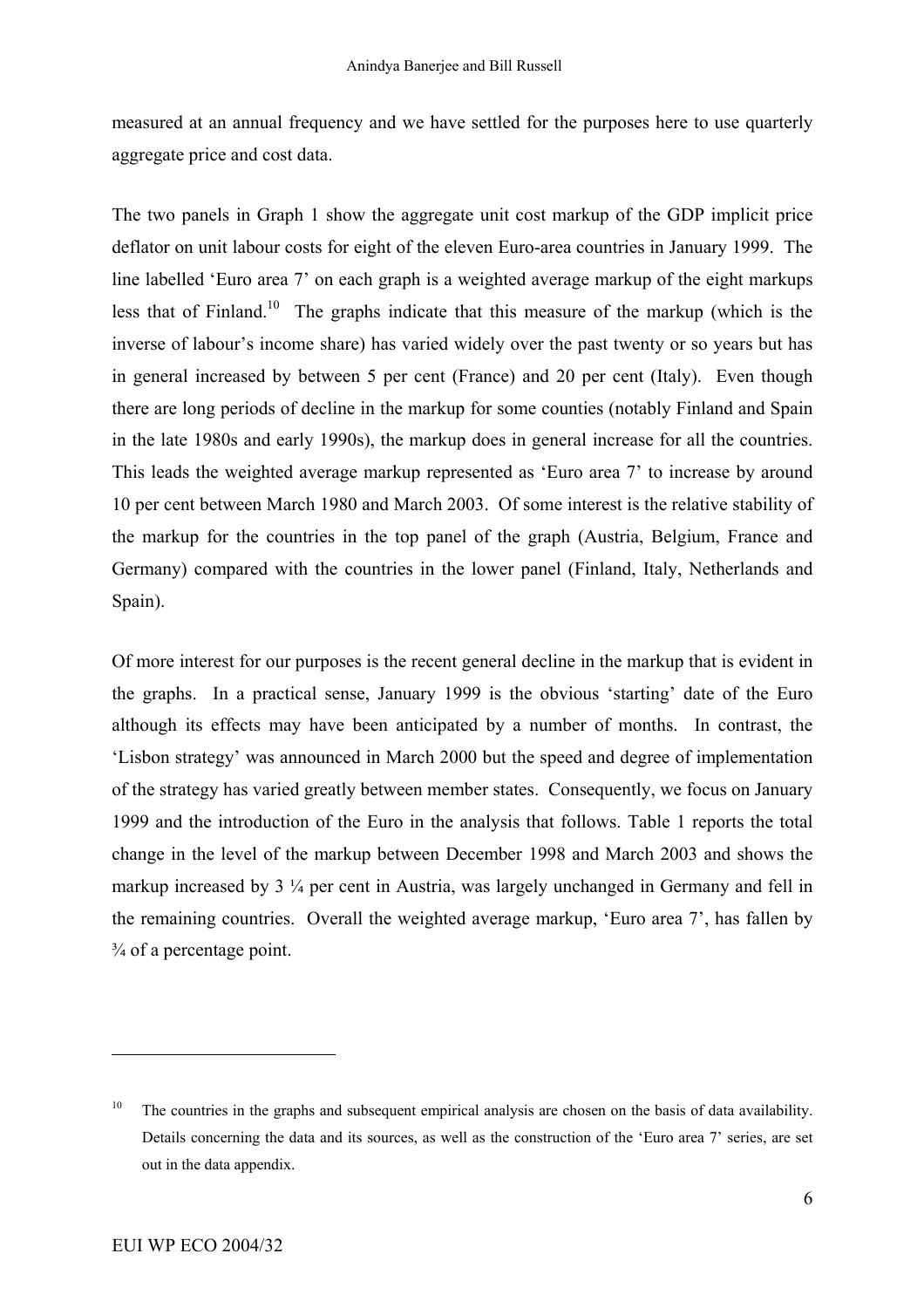measured at an annual frequency and we have settled for the purposes here to use quarterly aggregate price and cost data.

The two panels in Graph 1 show the aggregate unit cost markup of the GDP implicit price deflator on unit labour costs for eight of the eleven Euro-area countries in January 1999. The line labelled 'Euro area 7' on each graph is a weighted average markup of the eight markups less that of Finland.[10] The graphs indicate that this measure of the markup (which is the inverse of labour's income share) has varied widely over the past twenty or so years but has in general increased by between 5 per cent (France) and 20 per cent (Italy). Even though there are long periods of decline in the markup for some counties (notably Finland and Spain in the late 1980s and early 1990s), the markup does in general increase for all the countries. This leads the weighted average markup represented as 'Euro area 7' to increase by around 10 per cent between March 1980 and March 2003. Of some interest is the relative stability of the markup for the countries in the top panel of the graph (Austria, Belgium, France and Germany) compared with the countries in the lower panel (Finland, Italy, Netherlands and Spain).

Of more interest for our purposes is the recent general decline in the markup that is evident in the graphs. In a practical sense, January 1999 is the obvious 'starting' date of the Euro although its effects may have been anticipated by a number of months. In contrast, the 'Lisbon strategy' was announced in March 2000 but the speed and degree of implementation of the strategy has varied greatly between member states. Consequently, we focus on January 1999 and the introduction of the Euro in the analysis that follows. Table 1 reports the total change in the level of the markup between December 1998 and March 2003 and shows the markup increased by 3 ¼ per cent in Austria, was largely unchanged in Germany and fell in the remaining countries. Overall the weighted average markup, 'Euro area 7', has fallen by ¾ of a percentage point.

---

[10] The countries in the graphs and subsequent empirical analysis are chosen on the basis of data availability. Details concerning the data and its sources, as well as the construction of the 'Euro area 7' series, are set out in the data appendix.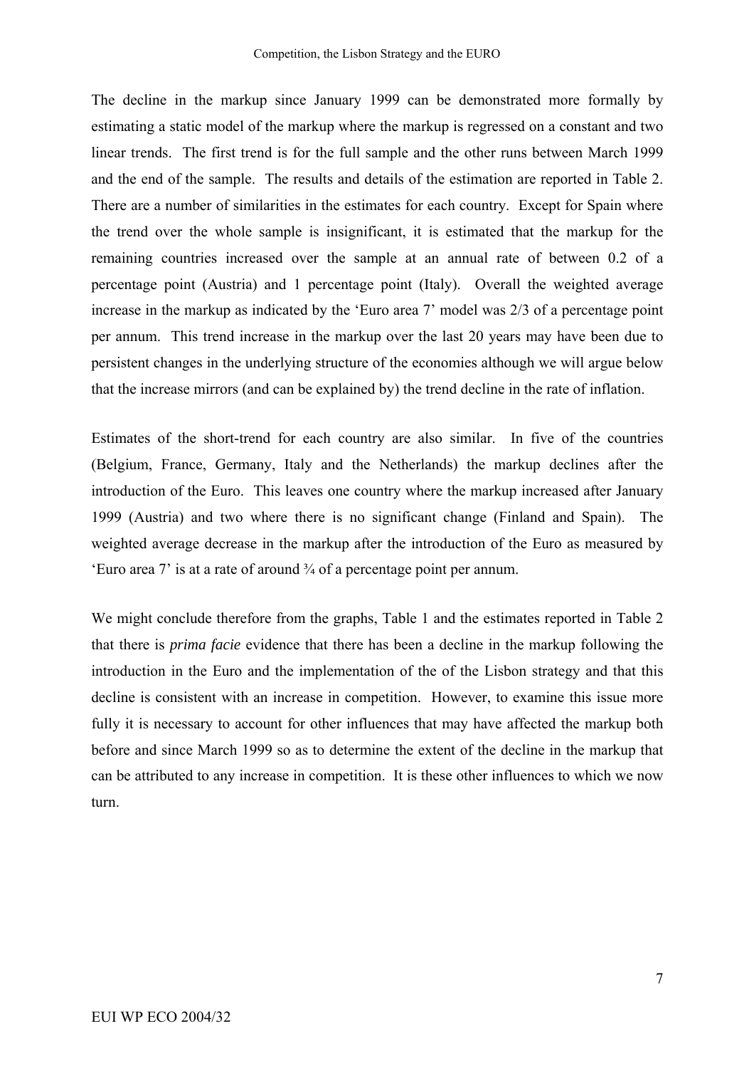The decline in the markup since January 1999 can be demonstrated more formally by estimating a static model of the markup where the markup is regressed on a constant and two linear trends. The first trend is for the full sample and the other runs between March 1999 and the end of the sample. The results and details of the estimation are reported in Table 2. There are a number of similarities in the estimates for each country. Except for Spain where the trend over the whole sample is insignificant, it is estimated that the markup for the remaining countries increased over the sample at an annual rate of between 0.2 of a percentage point (Austria) and 1 percentage point (Italy). Overall the weighted average increase in the markup as indicated by the 'Euro area 7' model was 2/3 of a percentage point per annum. This trend increase in the markup over the last 20 years may have been due to persistent changes in the underlying structure of the economies although we will argue below that the increase mirrors (and can be explained by) the trend decline in the rate of inflation.

Estimates of the short-trend for each country are also similar. In five of the countries (Belgium, France, Germany, Italy and the Netherlands) the markup declines after the introduction of the Euro. This leaves one country where the markup increased after January 1999 (Austria) and two where there is no significant change (Finland and Spain). The weighted average decrease in the markup after the introduction of the Euro as measured by 'Euro area 7' is at a rate of around ¾ of a percentage point per annum.

We might conclude therefore from the graphs, Table 1 and the estimates reported in Table 2 that there is *prima facie* evidence that there has been a decline in the markup following the introduction in the Euro and the implementation of the of the Lisbon strategy and that this decline is consistent with an increase in competition. However, to examine this issue more fully it is necessary to account for other influences that may have affected the markup both before and since March 1999 so as to determine the extent of the decline in the markup that can be attributed to any increase in competition. It is these other influences to which we now turn.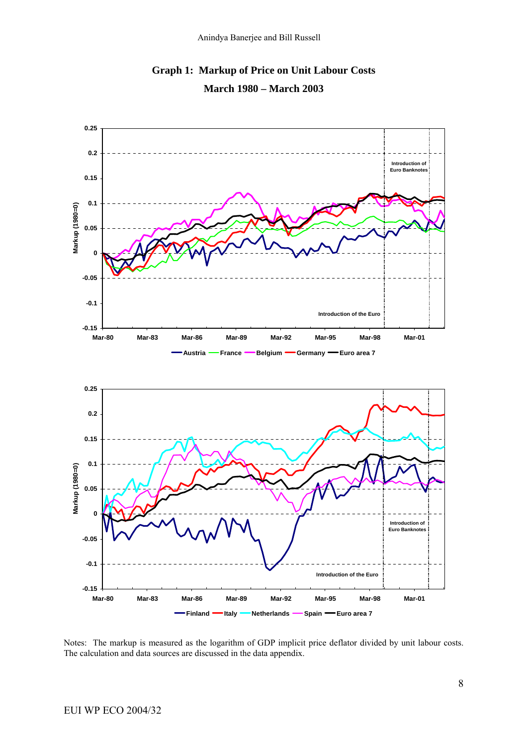**Graph 1: Markup of Price on Unit Labour Costs**

**March 1980 – March 2003**

Notes: The markup is measured as the logarithm of GDP implicit price deflator divided by unit labour costs. The calculation and data sources are discussed in the data appendix.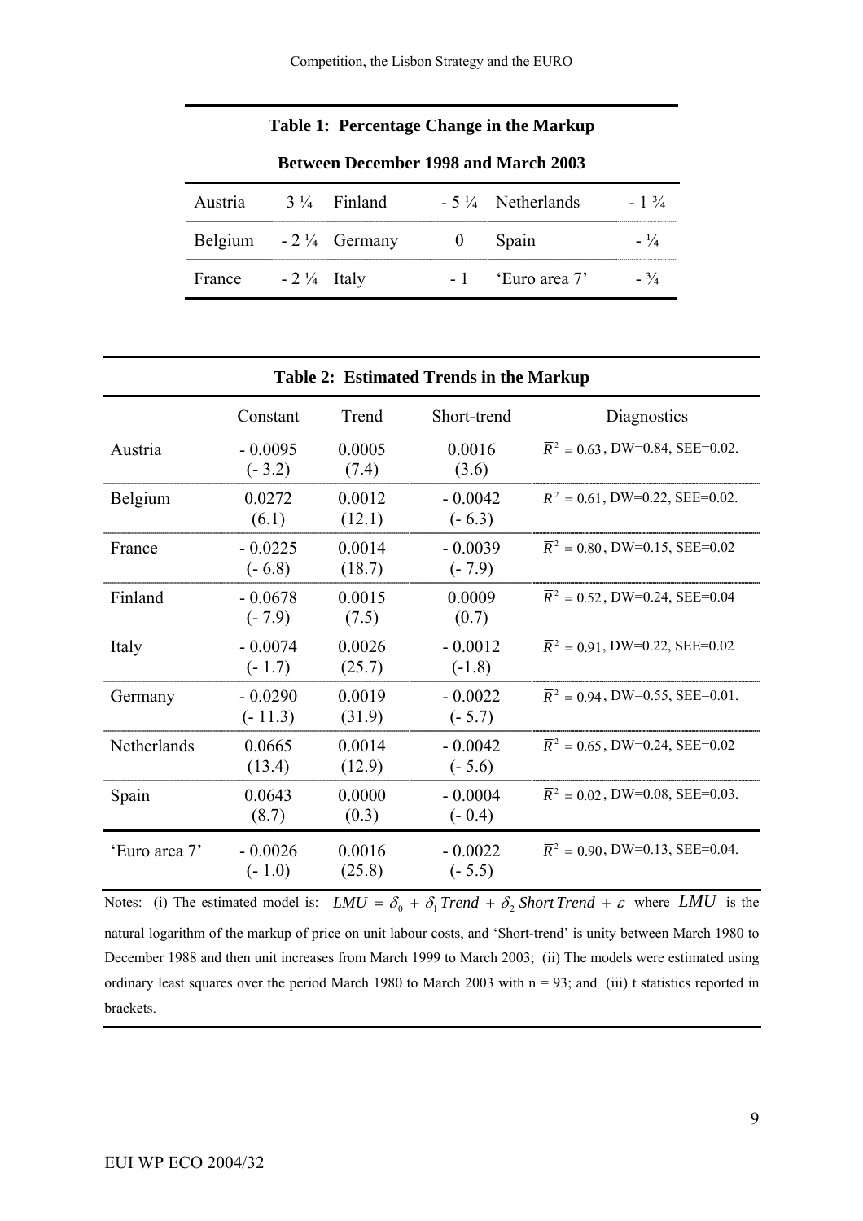**Table 1: Percentage Change in the Markup**

**Between December 1998 and March 2003**

| | | | | | |
|---|---|---|---|---|---|
| Austria | 3 ¼ | Finland | - 5 ¼ | Netherlands | - 1 ¾ |
| Belgium | - 2 ¼ | Germany | 0 | Spain | - ¼ |
| France | - 2 ¼ | Italy | - 1 | 'Euro area 7' | - ¾ |

**Table 2: Estimated Trends in the Markup**

| | Constant | Trend | Short-trend | Diagnostics |
|---|---|---|---|---|
| Austria | - 0.0095 (- 3.2) | 0.0005 (7.4) | 0.0016 (3.6) | $\bar{R}^2 = 0.63$, DW=0.84, SEE=0.02. |
| Belgium | 0.0272 (6.1) | 0.0012 (12.1) | - 0.0042 (- 6.3) | $\bar{R}^2 = 0.61$, DW=0.22, SEE=0.02. |
| France | - 0.0225 (- 6.8) | 0.0014 (18.7) | - 0.0039 (- 7.9) | $\bar{R}^2 = 0.80$, DW=0.15, SEE=0.02 |
| Finland | - 0.0678 (- 7.9) | 0.0015 (7.5) | 0.0009 (0.7) | $\bar{R}^2 = 0.52$, DW=0.24, SEE=0.04 |
| Italy | - 0.0074 (- 1.7) | 0.0026 (25.7) | - 0.0012 (-1.8) | $\bar{R}^2 = 0.91$, DW=0.22, SEE=0.02 |
| Germany | - 0.0290 (- 11.3) | 0.0019 (31.9) | - 0.0022 (- 5.7) | $\bar{R}^2 = 0.94$, DW=0.55, SEE=0.01. |
| Netherlands | 0.0665 (13.4) | 0.0014 (12.9) | - 0.0042 (- 5.6) | $\bar{R}^2 = 0.65$, DW=0.24, SEE=0.02 |
| Spain | 0.0643 (8.7) | 0.0000 (0.3) | - 0.0004 (- 0.4) | $\bar{R}^2 = 0.02$, DW=0.08, SEE=0.03. |
| 'Euro area 7' | - 0.0026 (- 1.0) | 0.0016 (25.8) | - 0.0022 (- 5.5) | $\bar{R}^2 = 0.90$, DW=0.13, SEE=0.04. |

Notes: (i) The estimated model is: $LMU = \delta_0 + \delta_1 Trend + \delta_2 Short\,Trend + \varepsilon$ where $LMU$ is the natural logarithm of the markup of price on unit labour costs, and 'Short-trend' is unity between March 1980 to December 1988 and then unit increases from March 1999 to March 2003; (ii) The models were estimated using ordinary least squares over the period March 1980 to March 2003 with n = 93; and (iii) t statistics reported in brackets.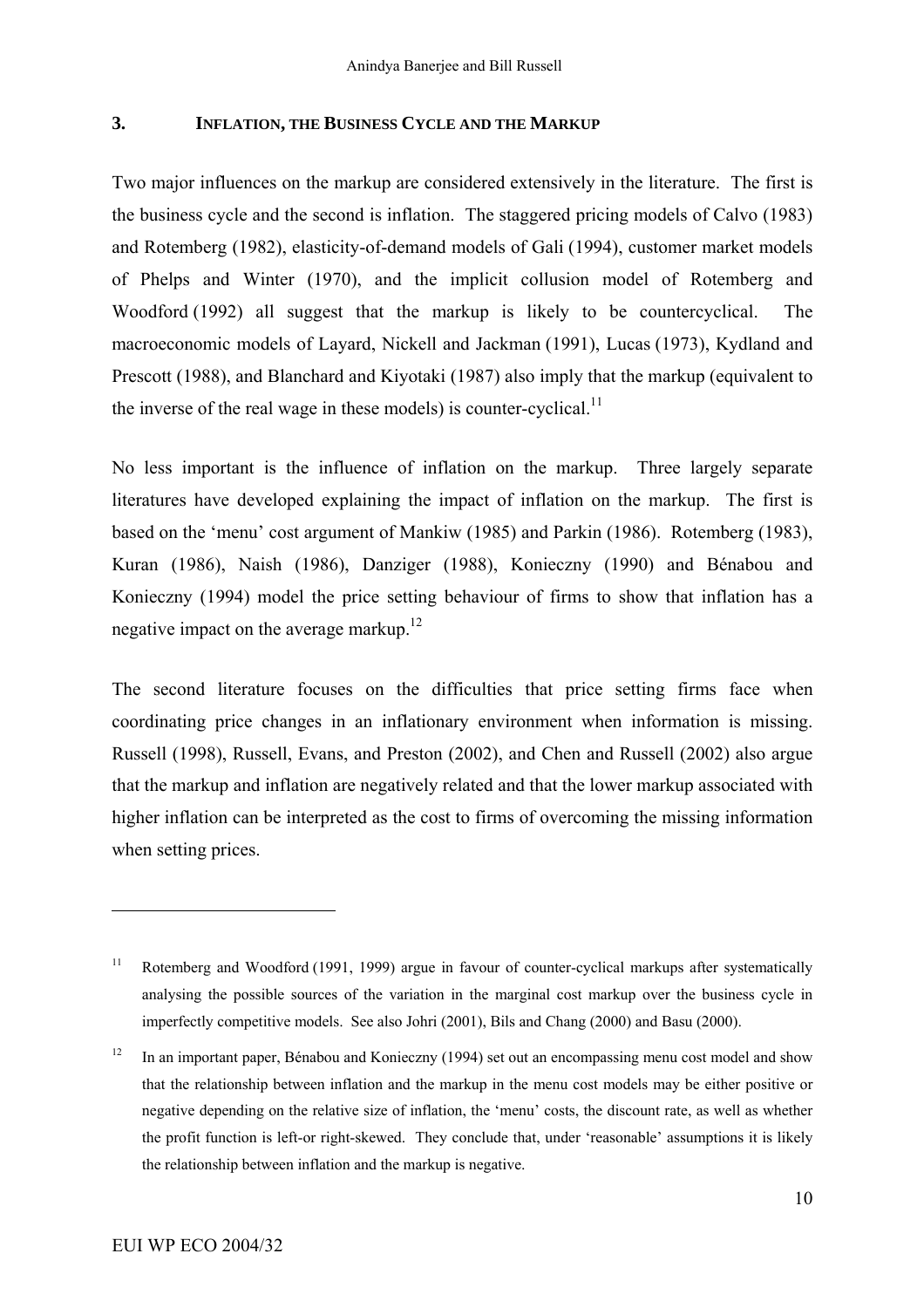## 3. INFLATION, THE BUSINESS CYCLE AND THE MARKUP

Two major influences on the markup are considered extensively in the literature. The first is the business cycle and the second is inflation. The staggered pricing models of Calvo (1983) and Rotemberg (1982), elasticity-of-demand models of Gali (1994), customer market models of Phelps and Winter (1970), and the implicit collusion model of Rotemberg and Woodford (1992) all suggest that the markup is likely to be countercyclical. The macroeconomic models of Layard, Nickell and Jackman (1991), Lucas (1973), Kydland and Prescott (1988), and Blanchard and Kiyotaki (1987) also imply that the markup (equivalent to the inverse of the real wage in these models) is counter-cyclical.[11]

No less important is the influence of inflation on the markup. Three largely separate literatures have developed explaining the impact of inflation on the markup. The first is based on the 'menu' cost argument of Mankiw (1985) and Parkin (1986). Rotemberg (1983), Kuran (1986), Naish (1986), Danziger (1988), Konieczny (1990) and Bénabou and Konieczny (1994) model the price setting behaviour of firms to show that inflation has a negative impact on the average markup.[12]

The second literature focuses on the difficulties that price setting firms face when coordinating price changes in an inflationary environment when information is missing. Russell (1998), Russell, Evans, and Preston (2002), and Chen and Russell (2002) also argue that the markup and inflation are negatively related and that the lower markup associated with higher inflation can be interpreted as the cost to firms of overcoming the missing information when setting prices.

---

[11] Rotemberg and Woodford (1991, 1999) argue in favour of counter-cyclical markups after systematically analysing the possible sources of the variation in the marginal cost markup over the business cycle in imperfectly competitive models. See also Johri (2001), Bils and Chang (2000) and Basu (2000).

[12] In an important paper, Bénabou and Konieczny (1994) set out an encompassing menu cost model and show that the relationship between inflation and the markup in the menu cost models may be either positive or negative depending on the relative size of inflation, the 'menu' costs, the discount rate, as well as whether the profit function is left-or right-skewed. They conclude that, under 'reasonable' assumptions it is likely the relationship between inflation and the markup is negative.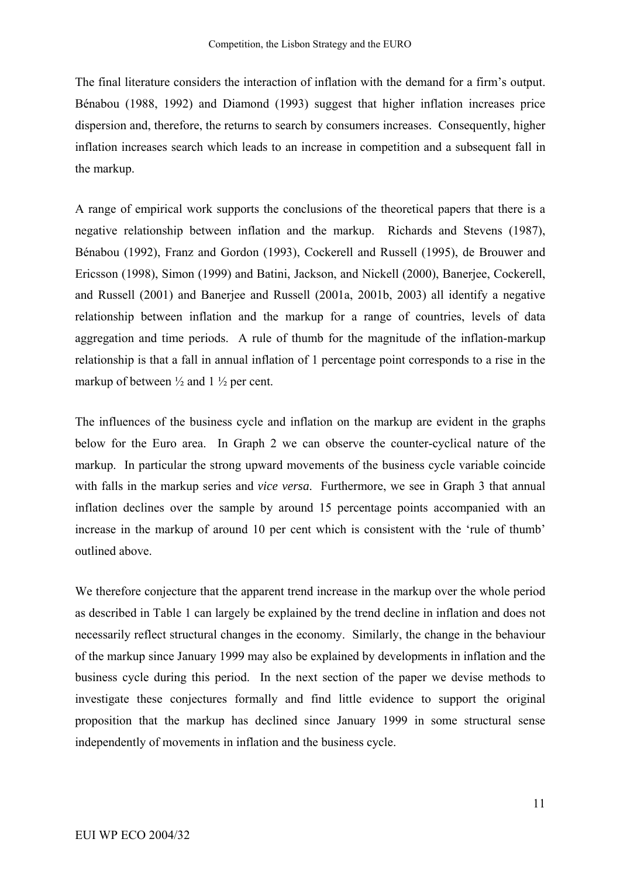The final literature considers the interaction of inflation with the demand for a firm's output. Bénabou (1988, 1992) and Diamond (1993) suggest that higher inflation increases price dispersion and, therefore, the returns to search by consumers increases. Consequently, higher inflation increases search which leads to an increase in competition and a subsequent fall in the markup.

A range of empirical work supports the conclusions of the theoretical papers that there is a negative relationship between inflation and the markup. Richards and Stevens (1987), Bénabou (1992), Franz and Gordon (1993), Cockerell and Russell (1995), de Brouwer and Ericsson (1998), Simon (1999) and Batini, Jackson, and Nickell (2000), Banerjee, Cockerell, and Russell (2001) and Banerjee and Russell (2001a, 2001b, 2003) all identify a negative relationship between inflation and the markup for a range of countries, levels of data aggregation and time periods. A rule of thumb for the magnitude of the inflation-markup relationship is that a fall in annual inflation of 1 percentage point corresponds to a rise in the markup of between ½ and 1 ½ per cent.

The influences of the business cycle and inflation on the markup are evident in the graphs below for the Euro area. In Graph 2 we can observe the counter-cyclical nature of the markup. In particular the strong upward movements of the business cycle variable coincide with falls in the markup series and *vice versa*. Furthermore, we see in Graph 3 that annual inflation declines over the sample by around 15 percentage points accompanied with an increase in the markup of around 10 per cent which is consistent with the 'rule of thumb' outlined above.

We therefore conjecture that the apparent trend increase in the markup over the whole period as described in Table 1 can largely be explained by the trend decline in inflation and does not necessarily reflect structural changes in the economy. Similarly, the change in the behaviour of the markup since January 1999 may also be explained by developments in inflation and the business cycle during this period. In the next section of the paper we devise methods to investigate these conjectures formally and find little evidence to support the original proposition that the markup has declined since January 1999 in some structural sense independently of movements in inflation and the business cycle.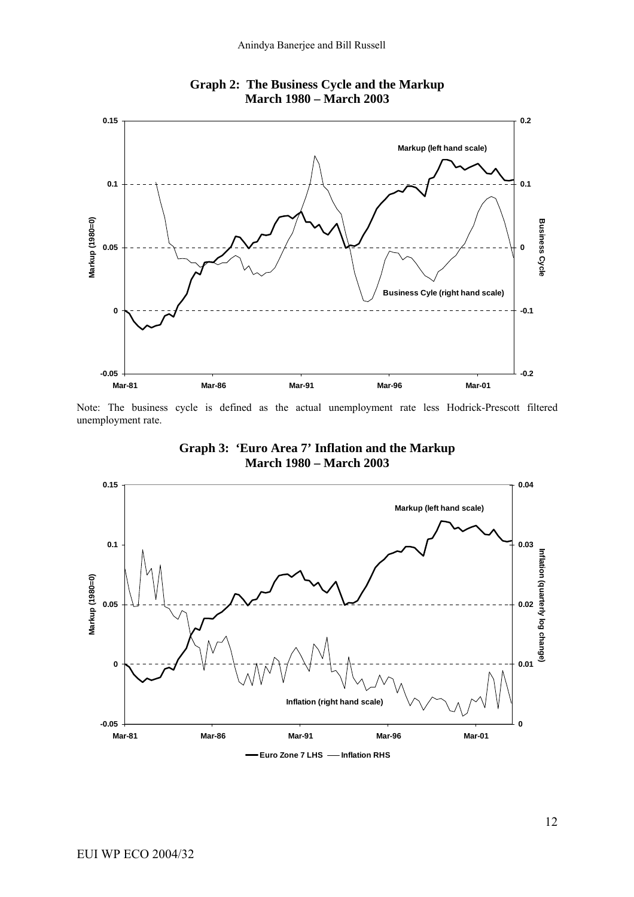**Graph 2: The Business Cycle and the Markup**
**March 1980 – March 2003**

Note: The business cycle is defined as the actual unemployment rate less Hodrick-Prescott filtered unemployment rate.

**Graph 3: 'Euro Area 7' Inflation and the Markup**
**March 1980 – March 2003**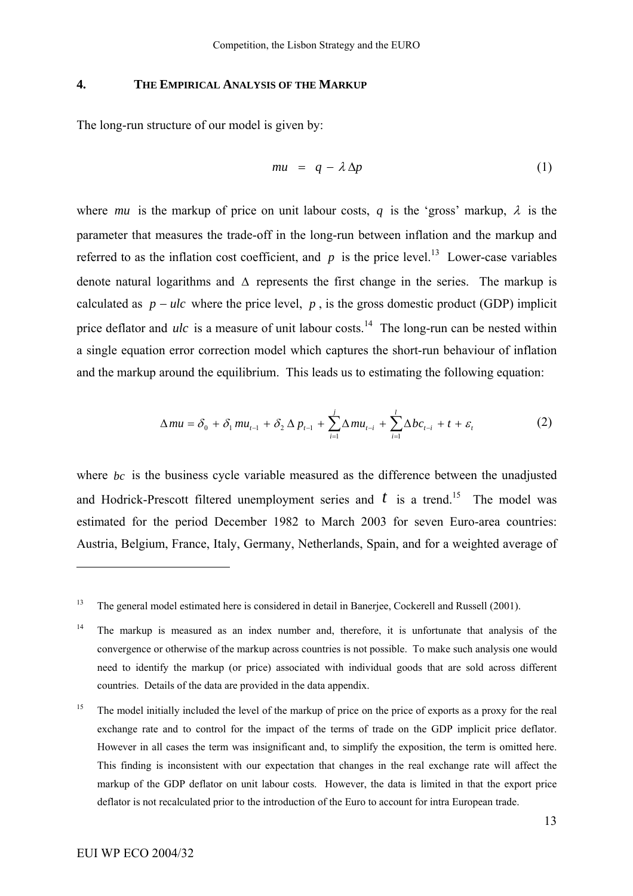## 4. THE EMPIRICAL ANALYSIS OF THE MARKUP

The long-run structure of our model is given by:

$$mu \;=\; q \;-\; \lambda\,\Delta p \tag{1}$$

where $mu$ is the markup of price on unit labour costs, $q$ is the 'gross' markup, $\lambda$ is the parameter that measures the trade-off in the long-run between inflation and the markup and referred to as the inflation cost coefficient, and $p$ is the price level.[13] Lower-case variables denote natural logarithms and $\Delta$ represents the first change in the series. The markup is calculated as $p - ulc$ where the price level, $p$, is the gross domestic product (GDP) implicit price deflator and $ulc$ is a measure of unit labour costs.[14] The long-run can be nested within a single equation error correction model which captures the short-run behaviour of inflation and the markup around the equilibrium. This leads us to estimating the following equation:

$$\Delta mu = \delta_0 + \delta_1\, mu_{t-1} + \delta_2\, \Delta\, p_{t-1} + \sum_{i=1}^{j} \Delta\, mu_{t-i} + \sum_{i=1}^{l} \Delta bc_{t-i} + t + \varepsilon_t \tag{2}$$

where $bc$ is the business cycle variable measured as the difference between the unadjusted and Hodrick-Prescott filtered unemployment series and $t$ is a trend.[15] The model was estimated for the period December 1982 to March 2003 for seven Euro-area countries: Austria, Belgium, France, Italy, Germany, Netherlands, Spain, and for a weighted average of

---

[13] The general model estimated here is considered in detail in Banerjee, Cockerell and Russell (2001).

[14] The markup is measured as an index number and, therefore, it is unfortunate that analysis of the convergence or otherwise of the markup across countries is not possible. To make such analysis one would need to identify the markup (or price) associated with individual goods that are sold across different countries. Details of the data are provided in the data appendix.

[15] The model initially included the level of the markup of price on the price of exports as a proxy for the real exchange rate and to control for the impact of the terms of trade on the GDP implicit price deflator. However in all cases the term was insignificant and, to simplify the exposition, the term is omitted here. This finding is inconsistent with our expectation that changes in the real exchange rate will affect the markup of the GDP deflator on unit labour costs. However, the data is limited in that the export price deflator is not recalculated prior to the introduction of the Euro to account for intra European trade.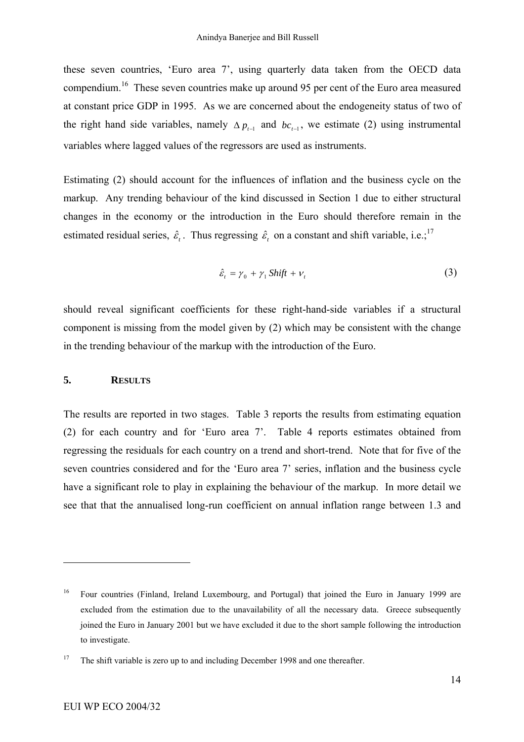these seven countries, 'Euro area 7', using quarterly data taken from the OECD data compendium.[16] These seven countries make up around 95 per cent of the Euro area measured at constant price GDP in 1995. As we are concerned about the endogeneity status of two of the right hand side variables, namely $\Delta p_{t-1}$ and $bc_{t-1}$, we estimate (2) using instrumental variables where lagged values of the regressors are used as instruments.

Estimating (2) should account for the influences of inflation and the business cycle on the markup. Any trending behaviour of the kind discussed in Section 1 due to either structural changes in the economy or the introduction in the Euro should therefore remain in the estimated residual series, $\hat{\varepsilon}_t$. Thus regressing $\hat{\varepsilon}_t$ on a constant and shift variable, i.e.;[17]

$$\hat{\varepsilon}_t = \gamma_0 + \gamma_1 \, Shift + \nu_t \tag{3}$$

should reveal significant coefficients for these right-hand-side variables if a structural component is missing from the model given by (2) which may be consistent with the change in the trending behaviour of the markup with the introduction of the Euro.

## 5. RESULTS

The results are reported in two stages. Table 3 reports the results from estimating equation (2) for each country and for 'Euro area 7'. Table 4 reports estimates obtained from regressing the residuals for each country on a trend and short-trend. Note that for five of the seven countries considered and for the 'Euro area 7' series, inflation and the business cycle have a significant role to play in explaining the behaviour of the markup. In more detail we see that that the annualised long-run coefficient on annual inflation range between 1.3 and

---

[16] Four countries (Finland, Ireland Luxembourg, and Portugal) that joined the Euro in January 1999 are excluded from the estimation due to the unavailability of all the necessary data. Greece subsequently joined the Euro in January 2001 but we have excluded it due to the short sample following the introduction to investigate.

[17] The shift variable is zero up to and including December 1998 and one thereafter.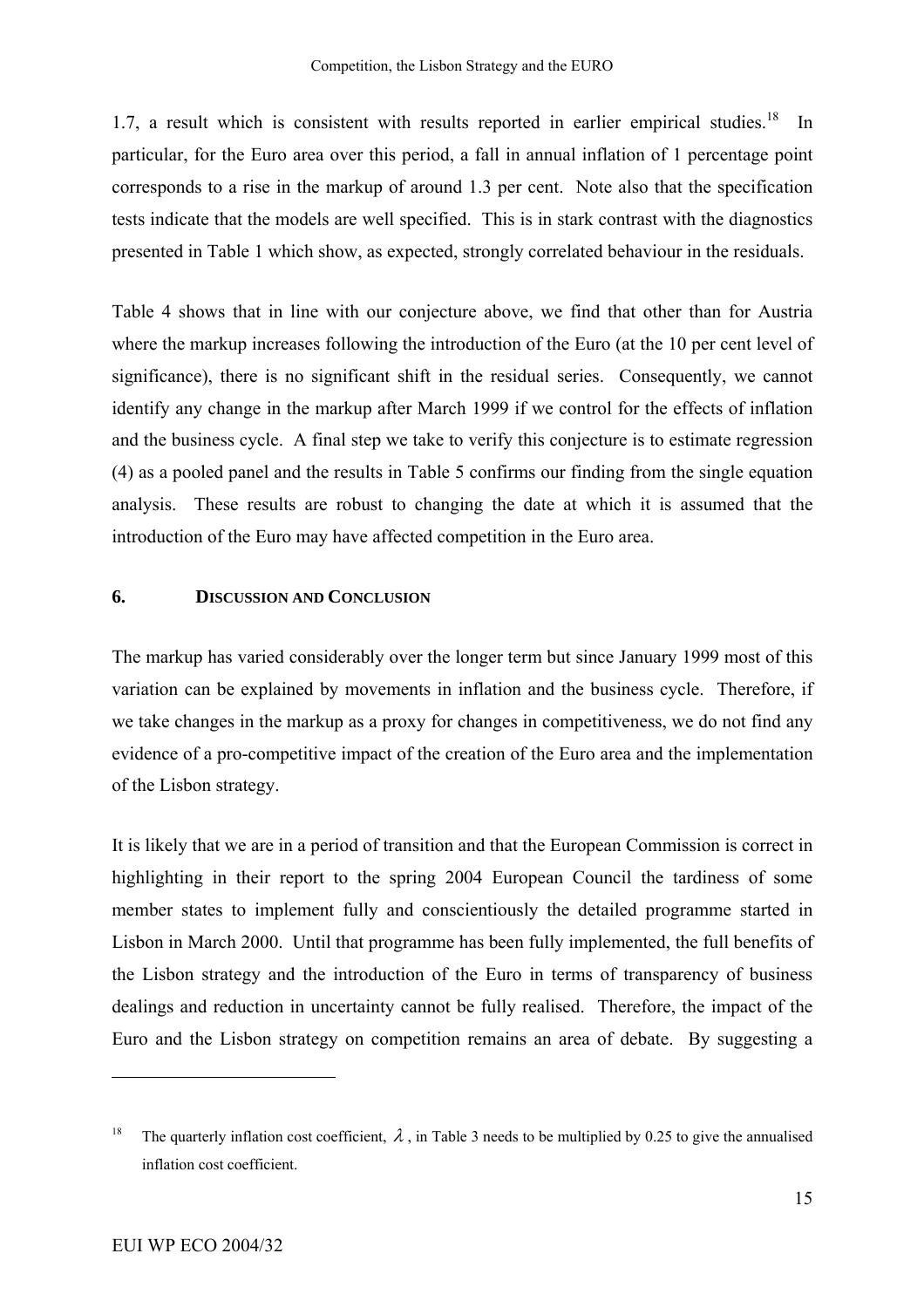1.7, a result which is consistent with results reported in earlier empirical studies.[18] In particular, for the Euro area over this period, a fall in annual inflation of 1 percentage point corresponds to a rise in the markup of around 1.3 per cent. Note also that the specification tests indicate that the models are well specified. This is in stark contrast with the diagnostics presented in Table 1 which show, as expected, strongly correlated behaviour in the residuals.

Table 4 shows that in line with our conjecture above, we find that other than for Austria where the markup increases following the introduction of the Euro (at the 10 per cent level of significance), there is no significant shift in the residual series. Consequently, we cannot identify any change in the markup after March 1999 if we control for the effects of inflation and the business cycle. A final step we take to verify this conjecture is to estimate regression (4) as a pooled panel and the results in Table 5 confirms our finding from the single equation analysis. These results are robust to changing the date at which it is assumed that the introduction of the Euro may have affected competition in the Euro area.

## 6. DISCUSSION AND CONCLUSION

The markup has varied considerably over the longer term but since January 1999 most of this variation can be explained by movements in inflation and the business cycle. Therefore, if we take changes in the markup as a proxy for changes in competitiveness, we do not find any evidence of a pro-competitive impact of the creation of the Euro area and the implementation of the Lisbon strategy.

It is likely that we are in a period of transition and that the European Commission is correct in highlighting in their report to the spring 2004 European Council the tardiness of some member states to implement fully and conscientiously the detailed programme started in Lisbon in March 2000. Until that programme has been fully implemented, the full benefits of the Lisbon strategy and the introduction of the Euro in terms of transparency of business dealings and reduction in uncertainty cannot be fully realised. Therefore, the impact of the Euro and the Lisbon strategy on competition remains an area of debate. By suggesting a

---

[18] The quarterly inflation cost coefficient, $\lambda$, in Table 3 needs to be multiplied by 0.25 to give the annualised inflation cost coefficient.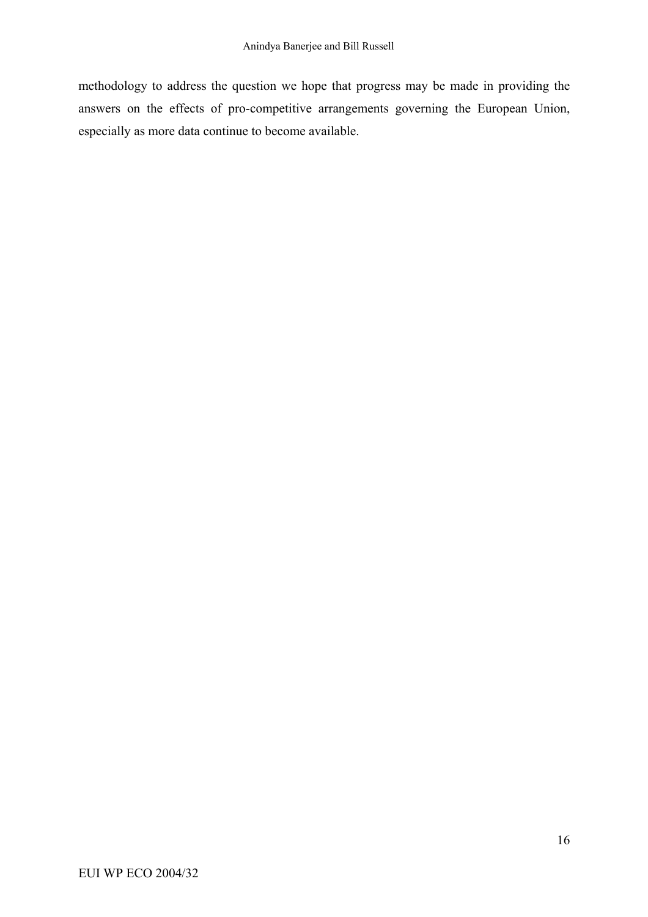methodology to address the question we hope that progress may be made in providing the answers on the effects of pro-competitive arrangements governing the European Union, especially as more data continue to become available.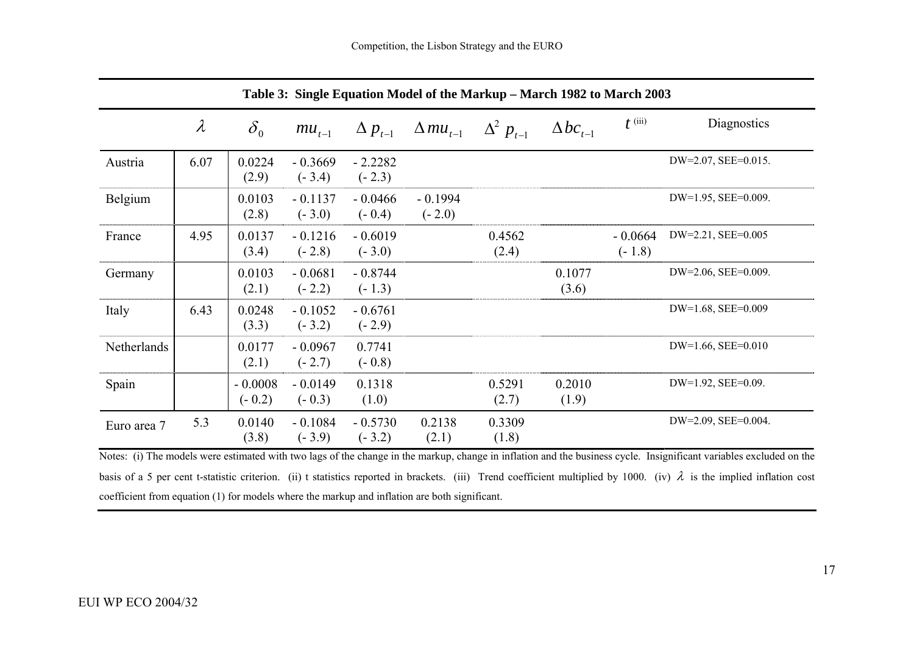**Table 3: Single Equation Model of the Markup – March 1982 to March 2003**

| | $\lambda$ | $\delta_0$ | $mu_{t-1}$ | $\Delta p_{t-1}$ | $\Delta mu_{t-1}$ | $\Delta^2 p_{t-1}$ | $\Delta bc_{t-1}$ | $t$ (iii) | Diagnostics |
|---|---|---|---|---|---|---|---|---|---|
| Austria | 6.07 | 0.0224 (2.9) | - 0.3669 (- 3.4) | - 2.2282 (- 2.3) | | | | | DW=2.07, SEE=0.015. |
| Belgium | | 0.0103 (2.8) | - 0.1137 (- 3.0) | - 0.0466 (- 0.4) | - 0.1994 (- 2.0) | | | | DW=1.95, SEE=0.009. |
| France | 4.95 | 0.0137 (3.4) | - 0.1216 (- 2.8) | - 0.6019 (- 3.0) | | 0.4562 (2.4) | | - 0.0664 (- 1.8) | DW=2.21, SEE=0.005 |
| Germany | | 0.0103 (2.1) | - 0.0681 (- 2.2) | - 0.8744 (- 1.3) | | | 0.1077 (3.6) | | DW=2.06, SEE=0.009. |
| Italy | 6.43 | 0.0248 (3.3) | - 0.1052 (- 3.2) | - 0.6761 (- 2.9) | | | | | DW=1.68, SEE=0.009 |
| Netherlands | | 0.0177 (2.1) | - 0.0967 (- 2.7) | 0.7741 (- 0.8) | | | | | DW=1.66, SEE=0.010 |
| Spain | | - 0.0008 (- 0.2) | - 0.0149 (- 0.3) | 0.1318 (1.0) | | 0.5291 (2.7) | 0.2010 (1.9) | | DW=1.92, SEE=0.09. |
| Euro area 7 | 5.3 | 0.0140 (3.8) | - 0.1084 (- 3.9) | - 0.5730 (- 3.2) | 0.2138 (2.1) | 0.3309 (1.8) | | | DW=2.09, SEE=0.004. |

Notes: (i) The models were estimated with two lags of the change in the markup, change in inflation and the business cycle. Insignificant variables excluded on the basis of a 5 per cent t-statistic criterion. (ii) t statistics reported in brackets. (iii) Trend coefficient multiplied by 1000. (iv) $\lambda$ is the implied inflation cost coefficient from equation (1) for models where the markup and inflation are both significant.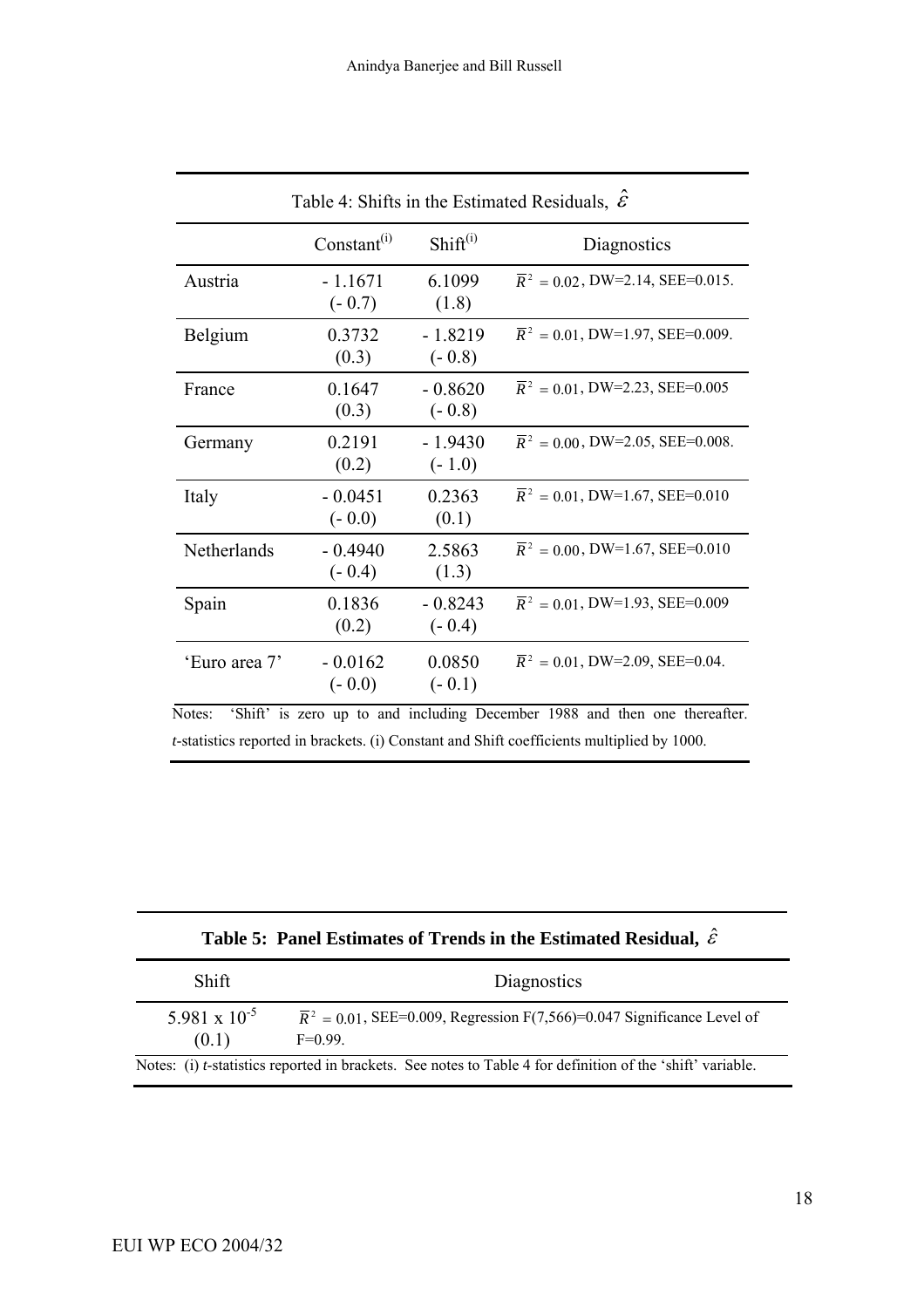Table 4: Shifts in the Estimated Residuals, $\hat{\varepsilon}$

| | Constant(i) | Shift(i) | Diagnostics |
|---|---|---|---|
| Austria | - 1.1671<br>(- 0.7) | 6.1099<br>(1.8) | $\overline{R}^2 = 0.02$, DW=2.14, SEE=0.015. |
| Belgium | 0.3732<br>(0.3) | - 1.8219<br>(- 0.8) | $\overline{R}^2 = 0.01$, DW=1.97, SEE=0.009. |
| France | 0.1647<br>(0.3) | - 0.8620<br>(- 0.8) | $\overline{R}^2 = 0.01$, DW=2.23, SEE=0.005 |
| Germany | 0.2191<br>(0.2) | - 1.9430<br>(- 1.0) | $\overline{R}^2 = 0.00$, DW=2.05, SEE=0.008. |
| Italy | - 0.0451<br>(- 0.0) | 0.2363<br>(0.1) | $\overline{R}^2 = 0.01$, DW=1.67, SEE=0.010 |
| Netherlands | - 0.4940<br>(- 0.4) | 2.5863<br>(1.3) | $\overline{R}^2 = 0.00$, DW=1.67, SEE=0.010 |
| Spain | 0.1836<br>(0.2) | - 0.8243<br>(- 0.4) | $\overline{R}^2 = 0.01$, DW=1.93, SEE=0.009 |
| 'Euro area 7' | - 0.0162<br>(- 0.0) | 0.0850<br>(- 0.1) | $\overline{R}^2 = 0.01$, DW=2.09, SEE=0.04. |

Notes: 'Shift' is zero up to and including December 1988 and then one thereafter. *t*-statistics reported in brackets. (i) Constant and Shift coefficients multiplied by 1000.

**Table 5: Panel Estimates of Trends in the Estimated Residual, $\hat{\varepsilon}$**

| Shift | Diagnostics |
|---|---|
| $5.981 \times 10^{-5}$<br>(0.1) | $\overline{R}^2 = 0.01$, SEE=0.009, Regression F(7,566)=0.047 Significance Level of F=0.99. |

Notes: (i) *t*-statistics reported in brackets. See notes to Table 4 for definition of the 'shift' variable.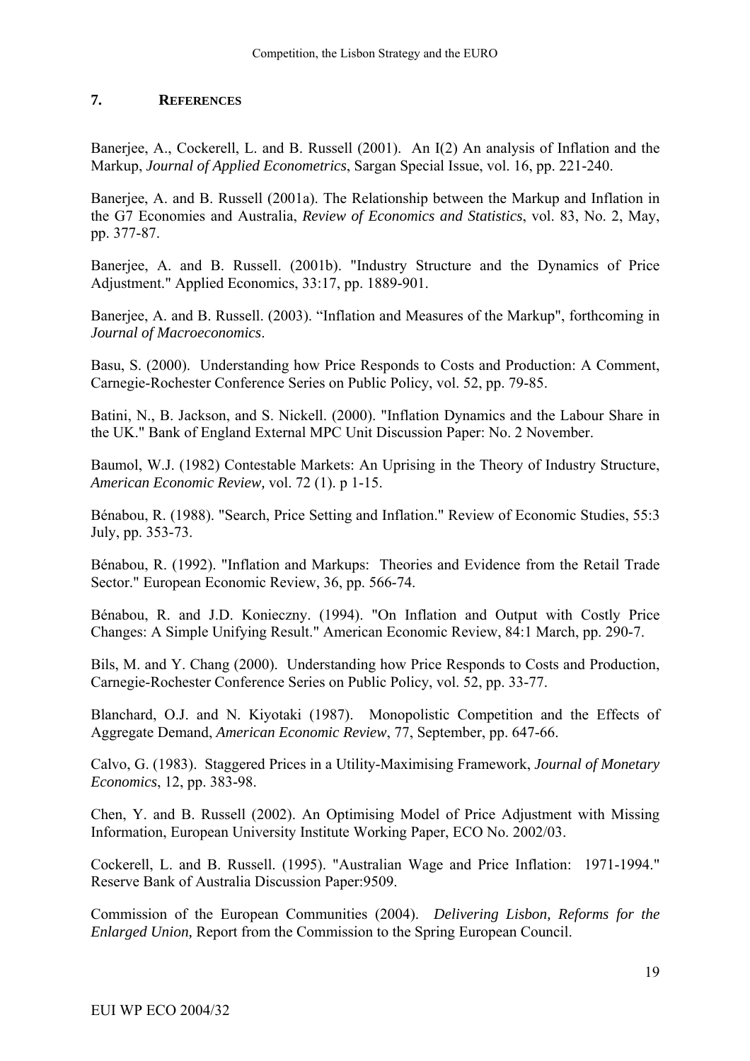## 7. REFERENCES

Banerjee, A., Cockerell, L. and B. Russell (2001). An I(2) An analysis of Inflation and the Markup, *Journal of Applied Econometrics*, Sargan Special Issue, vol. 16, pp. 221-240.

Banerjee, A. and B. Russell (2001a). The Relationship between the Markup and Inflation in the G7 Economies and Australia, *Review of Economics and Statistics*, vol. 83, No. 2, May, pp. 377-87.

Banerjee, A. and B. Russell. (2001b). "Industry Structure and the Dynamics of Price Adjustment." Applied Economics, 33:17, pp. 1889-901.

Banerjee, A. and B. Russell. (2003). "Inflation and Measures of the Markup", forthcoming in *Journal of Macroeconomics*.

Basu, S. (2000). Understanding how Price Responds to Costs and Production: A Comment, Carnegie-Rochester Conference Series on Public Policy, vol. 52, pp. 79-85.

Batini, N., B. Jackson, and S. Nickell. (2000). "Inflation Dynamics and the Labour Share in the UK." Bank of England External MPC Unit Discussion Paper: No. 2 November.

Baumol, W.J. (1982) Contestable Markets: An Uprising in the Theory of Industry Structure, *American Economic Review,* vol. 72 (1). p 1-15.

Bénabou, R. (1988). "Search, Price Setting and Inflation." Review of Economic Studies, 55:3 July, pp. 353-73.

Bénabou, R. (1992). "Inflation and Markups: Theories and Evidence from the Retail Trade Sector." European Economic Review, 36, pp. 566-74.

Bénabou, R. and J.D. Konieczny. (1994). "On Inflation and Output with Costly Price Changes: A Simple Unifying Result." American Economic Review, 84:1 March, pp. 290-7.

Bils, M. and Y. Chang (2000). Understanding how Price Responds to Costs and Production, Carnegie-Rochester Conference Series on Public Policy, vol. 52, pp. 33-77.

Blanchard, O.J. and N. Kiyotaki (1987). Monopolistic Competition and the Effects of Aggregate Demand, *American Economic Review*, 77, September, pp. 647-66.

Calvo, G. (1983). Staggered Prices in a Utility-Maximising Framework, *Journal of Monetary Economics*, 12, pp. 383-98.

Chen, Y. and B. Russell (2002). An Optimising Model of Price Adjustment with Missing Information, European University Institute Working Paper, ECO No. 2002/03.

Cockerell, L. and B. Russell. (1995). "Australian Wage and Price Inflation: 1971-1994." Reserve Bank of Australia Discussion Paper:9509.

Commission of the European Communities (2004). *Delivering Lisbon, Reforms for the Enlarged Union,* Report from the Commission to the Spring European Council.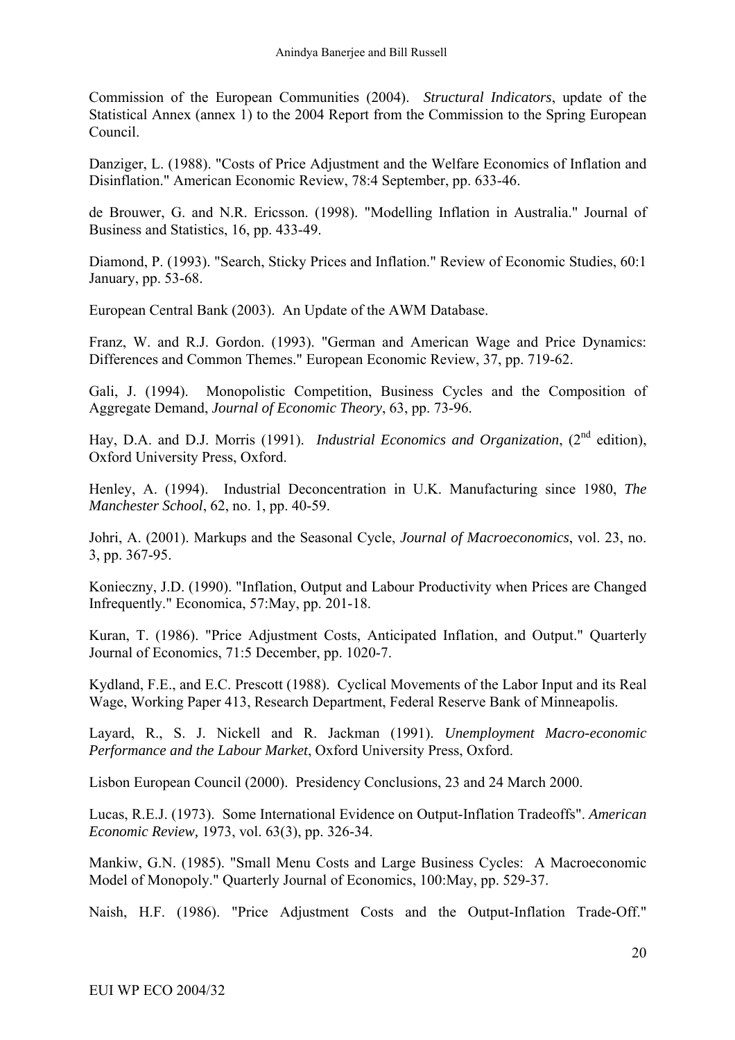Commission of the European Communities (2004). *Structural Indicators*, update of the Statistical Annex (annex 1) to the 2004 Report from the Commission to the Spring European Council.

Danziger, L. (1988). "Costs of Price Adjustment and the Welfare Economics of Inflation and Disinflation." American Economic Review, 78:4 September, pp. 633-46.

de Brouwer, G. and N.R. Ericsson. (1998). "Modelling Inflation in Australia." Journal of Business and Statistics, 16, pp. 433-49.

Diamond, P. (1993). "Search, Sticky Prices and Inflation." Review of Economic Studies, 60:1 January, pp. 53-68.

European Central Bank (2003). An Update of the AWM Database.

Franz, W. and R.J. Gordon. (1993). "German and American Wage and Price Dynamics: Differences and Common Themes." European Economic Review, 37, pp. 719-62.

Gali, J. (1994). Monopolistic Competition, Business Cycles and the Composition of Aggregate Demand, *Journal of Economic Theory*, 63, pp. 73-96.

Hay, D.A. and D.J. Morris (1991). *Industrial Economics and Organization*, (2nd edition), Oxford University Press, Oxford.

Henley, A. (1994). Industrial Deconcentration in U.K. Manufacturing since 1980, *The Manchester School*, 62, no. 1, pp. 40-59.

Johri, A. (2001). Markups and the Seasonal Cycle, *Journal of Macroeconomics*, vol. 23, no. 3, pp. 367-95.

Konieczny, J.D. (1990). "Inflation, Output and Labour Productivity when Prices are Changed Infrequently." Economica, 57:May, pp. 201-18.

Kuran, T. (1986). "Price Adjustment Costs, Anticipated Inflation, and Output." Quarterly Journal of Economics, 71:5 December, pp. 1020-7.

Kydland, F.E., and E.C. Prescott (1988). Cyclical Movements of the Labor Input and its Real Wage, Working Paper 413, Research Department, Federal Reserve Bank of Minneapolis.

Layard, R., S. J. Nickell and R. Jackman (1991). *Unemployment Macro-economic Performance and the Labour Market*, Oxford University Press, Oxford.

Lisbon European Council (2000). Presidency Conclusions, 23 and 24 March 2000.

Lucas, R.E.J. (1973). Some International Evidence on Output-Inflation Tradeoffs". *American Economic Review,* 1973, vol. 63(3), pp. 326-34.

Mankiw, G.N. (1985). "Small Menu Costs and Large Business Cycles: A Macroeconomic Model of Monopoly." Quarterly Journal of Economics, 100:May, pp. 529-37.

Naish, H.F. (1986). "Price Adjustment Costs and the Output-Inflation Trade-Off."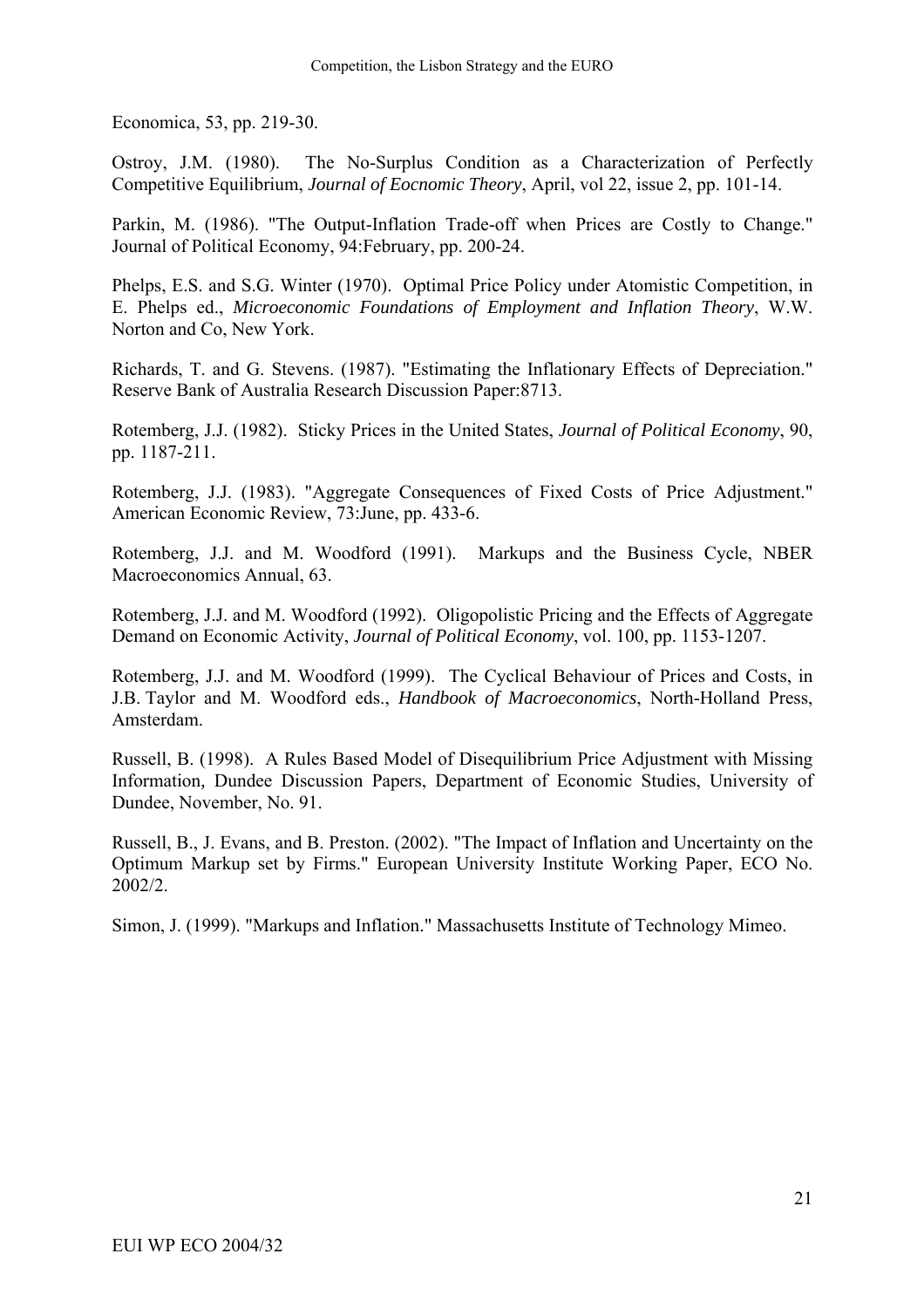Economica, 53, pp. 219-30.

Ostroy, J.M. (1980). The No-Surplus Condition as a Characterization of Perfectly Competitive Equilibrium, *Journal of Eocnomic Theory*, April, vol 22, issue 2, pp. 101-14.

Parkin, M. (1986). "The Output-Inflation Trade-off when Prices are Costly to Change." Journal of Political Economy, 94:February, pp. 200-24.

Phelps, E.S. and S.G. Winter (1970). Optimal Price Policy under Atomistic Competition, in E. Phelps ed., *Microeconomic Foundations of Employment and Inflation Theory*, W.W. Norton and Co, New York.

Richards, T. and G. Stevens. (1987). "Estimating the Inflationary Effects of Depreciation." Reserve Bank of Australia Research Discussion Paper:8713.

Rotemberg, J.J. (1982). Sticky Prices in the United States, *Journal of Political Economy*, 90, pp. 1187-211.

Rotemberg, J.J. (1983). "Aggregate Consequences of Fixed Costs of Price Adjustment." American Economic Review, 73:June, pp. 433-6.

Rotemberg, J.J. and M. Woodford (1991). Markups and the Business Cycle, NBER Macroeconomics Annual, 63.

Rotemberg, J.J. and M. Woodford (1992). Oligopolistic Pricing and the Effects of Aggregate Demand on Economic Activity, *Journal of Political Economy*, vol. 100, pp. 1153-1207.

Rotemberg, J.J. and M. Woodford (1999). The Cyclical Behaviour of Prices and Costs, in J.B. Taylor and M. Woodford eds., *Handbook of Macroeconomics*, North-Holland Press, Amsterdam.

Russell, B. (1998). A Rules Based Model of Disequilibrium Price Adjustment with Missing Information*,* Dundee Discussion Papers, Department of Economic Studies, University of Dundee, November, No. 91.

Russell, B., J. Evans, and B. Preston. (2002). "The Impact of Inflation and Uncertainty on the Optimum Markup set by Firms." European University Institute Working Paper, ECO No. 2002/2.

Simon, J. (1999). "Markups and Inflation." Massachusetts Institute of Technology Mimeo.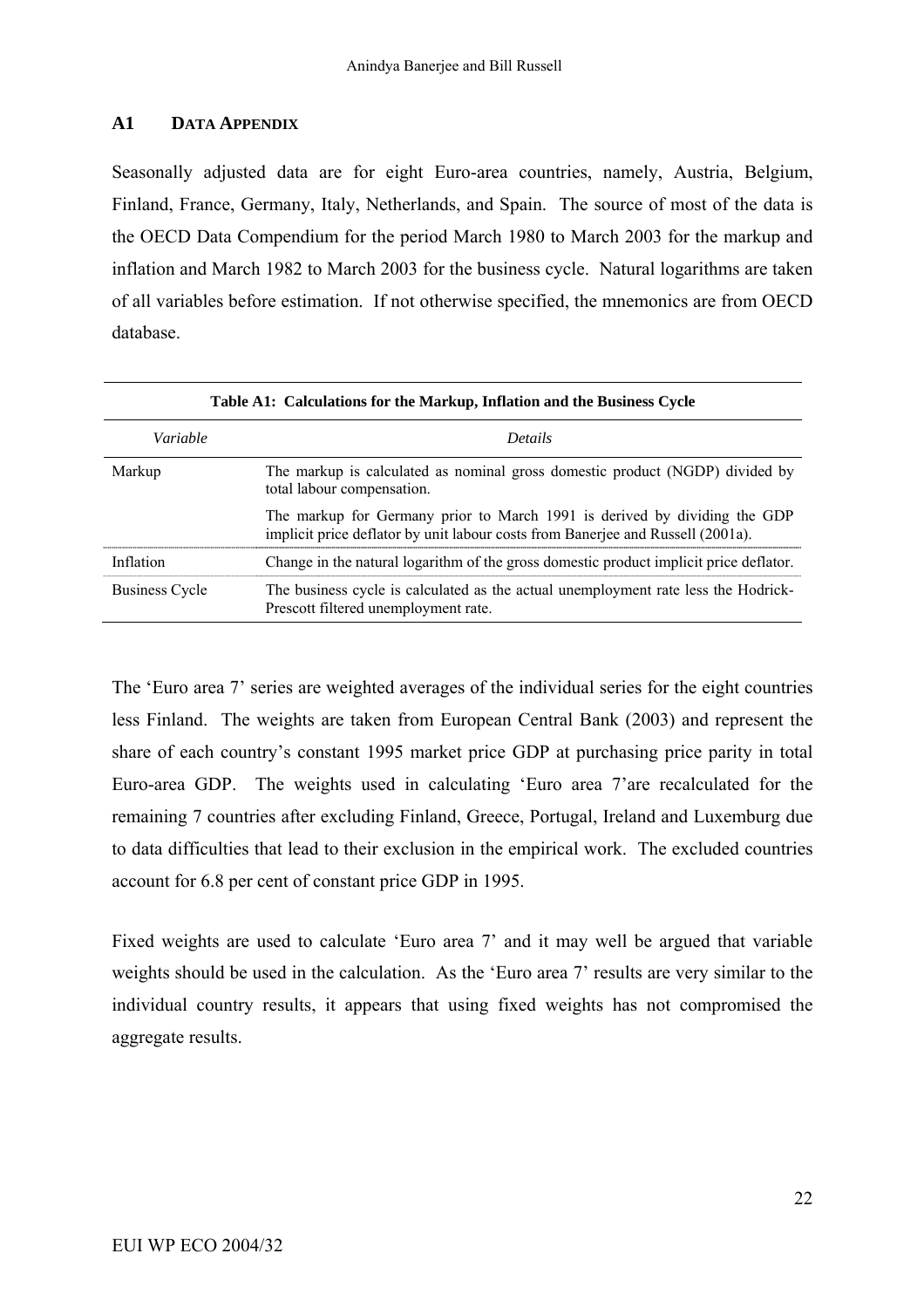## A1 DATA APPENDIX

Seasonally adjusted data are for eight Euro-area countries, namely, Austria, Belgium, Finland, France, Germany, Italy, Netherlands, and Spain. The source of most of the data is the OECD Data Compendium for the period March 1980 to March 2003 for the markup and inflation and March 1982 to March 2003 for the business cycle. Natural logarithms are taken of all variables before estimation. If not otherwise specified, the mnemonics are from OECD database.

**Table A1: Calculations for the Markup, Inflation and the Business Cycle**

| *Variable* | *Details* |
| --- | --- |
| Markup | The markup is calculated as nominal gross domestic product (NGDP) divided by total labour compensation. |
| | The markup for Germany prior to March 1991 is derived by dividing the GDP implicit price deflator by unit labour costs from Banerjee and Russell (2001a). |
| Inflation | Change in the natural logarithm of the gross domestic product implicit price deflator. |
| Business Cycle | The business cycle is calculated as the actual unemployment rate less the Hodrick-Prescott filtered unemployment rate. |

The 'Euro area 7' series are weighted averages of the individual series for the eight countries less Finland. The weights are taken from European Central Bank (2003) and represent the share of each country's constant 1995 market price GDP at purchasing price parity in total Euro-area GDP. The weights used in calculating 'Euro area 7'are recalculated for the remaining 7 countries after excluding Finland, Greece, Portugal, Ireland and Luxemburg due to data difficulties that lead to their exclusion in the empirical work. The excluded countries account for 6.8 per cent of constant price GDP in 1995.

Fixed weights are used to calculate 'Euro area 7' and it may well be argued that variable weights should be used in the calculation. As the 'Euro area 7' results are very similar to the individual country results, it appears that using fixed weights has not compromised the aggregate results.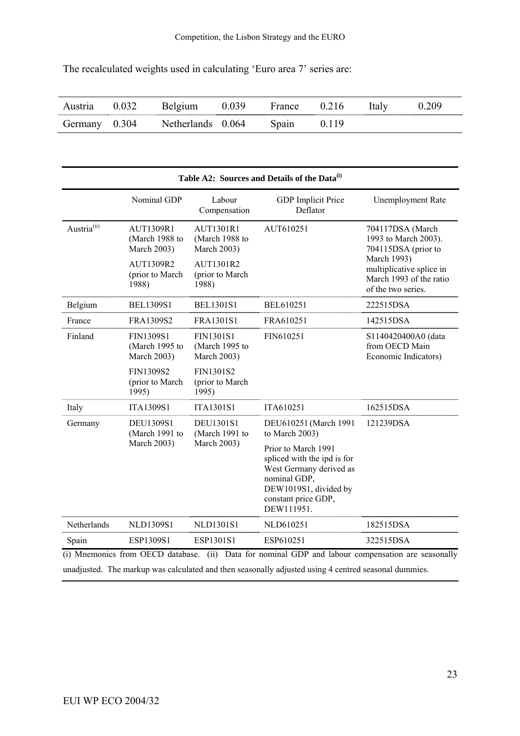The recalculated weights used in calculating 'Euro area 7' series are:

| | | | | | | | |
|---|---|---|---|---|---|---|---|
| Austria | 0.032 | Belgium | 0.039 | France | 0.216 | Italy | 0.209 |
| Germany | 0.304 | Netherlands | 0.064 | Spain | 0.119 | | |

**Table A2: Sources and Details of the Data[(i)]**

| | Nominal GDP | Labour Compensation | GDP Implicit Price Deflator | Unemployment Rate |
|---|---|---|---|---|
| Austria[(ii)] | AUT1309R1 (March 1988 to March 2003) AUT1309R2 (prior to March 1988) | AUT1301R1 (March 1988 to March 2003) AUT1301R2 (prior to March 1988) | AUT610251 | 704117DSA (March 1993 to March 2003). 704115DSA (prior to March 1993) multiplicative splice in March 1993 of the ratio of the two series. |
| Belgium | BEL1309S1 | BEL1301S1 | BEL610251 | 222515DSA |
| France | FRA1309S2 | FRA1301S1 | FRA610251 | 142515DSA |
| Finland | FIN1309S1 (March 1995 to March 2003) FIN1309S2 (prior to March 1995) | FIN1301S1 (March 1995 to March 2003) FIN1301S2 (prior to March 1995) | FIN610251 | S1140420400A0 (data from OECD Main Economic Indicators) |
| Italy | ITA1309S1 | ITA1301S1 | ITA610251 | 162515DSA |
| Germany | DEU1309S1 (March 1991 to March 2003) | DEU1301S1 (March 1991 to March 2003) | DEU610251 (March 1991 to March 2003) Prior to March 1991 spliced with the ipd is for West Germany derived as nominal GDP, DEW1019S1, divided by constant price GDP, DEW111951. | 121239DSA |
| Netherlands | NLD1309S1 | NLD1301S1 | NLD610251 | 182515DSA |
| Spain | ESP1309S1 | ESP1301S1 | ESP610251 | 322515DSA |

(i) Mnemonics from OECD database. (ii) Data for nominal GDP and labour compensation are seasonally unadjusted. The markup was calculated and then seasonally adjusted using 4 centred seasonal dummies.